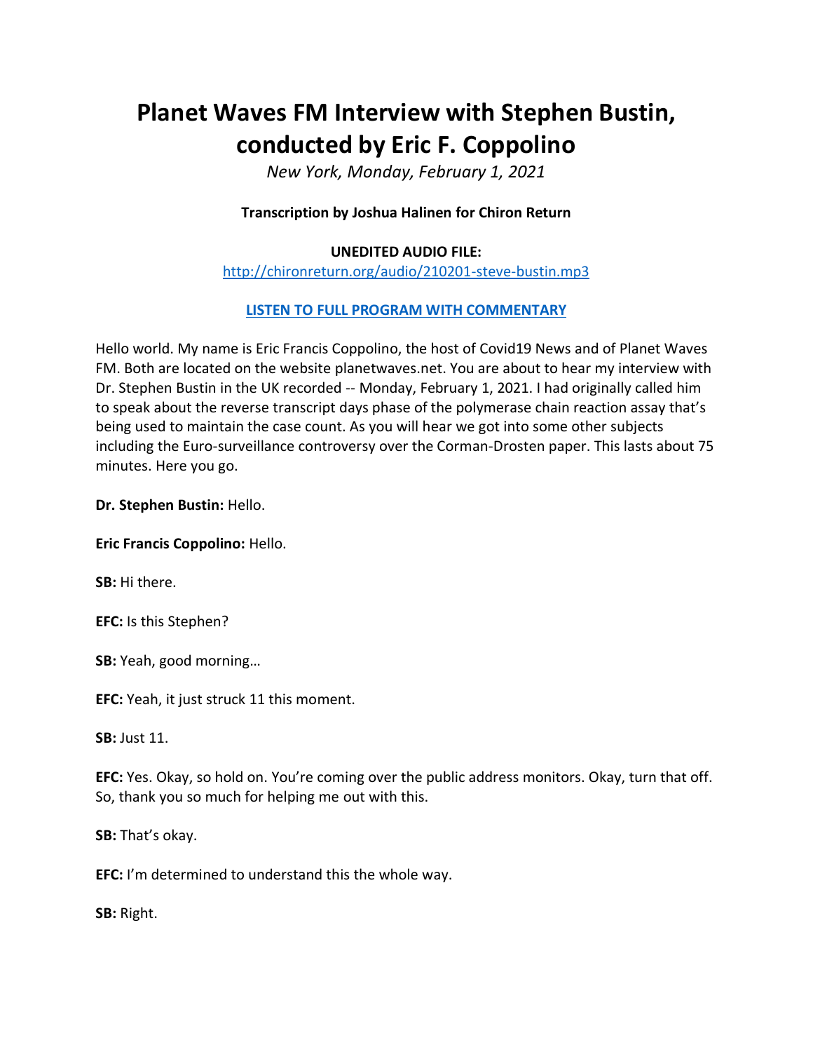# Planet Waves FM Interview with Stephen Bustin, conducted by Eric F. Coppolino

*New York, Monday, February 1, 2021*

**Transcription by Joshua Halinen for Chiron Return**

**UNEDITED AUDIO FILE:**
http://chironreturn.org/audio/210201-steve-bustin.mp3

**LISTEN TO FULL PROGRAM WITH COMMENTARY**

Hello world. My name is Eric Francis Coppolino, the host of Covid19 News and of Planet Waves FM. Both are located on the website planetwaves.net. You are about to hear my interview with Dr. Stephen Bustin in the UK recorded -- Monday, February 1, 2021. I had originally called him to speak about the reverse transcript days phase of the polymerase chain reaction assay that's being used to maintain the case count. As you will hear we got into some other subjects including the Euro-surveillance controversy over the Corman-Drosten paper. This lasts about 75 minutes. Here you go.

**Dr. Stephen Bustin:** Hello.

**Eric Francis Coppolino:** Hello.

**SB:** Hi there.

**EFC:** Is this Stephen?

**SB:** Yeah, good morning…

**EFC:** Yeah, it just struck 11 this moment.

**SB:** Just 11.

**EFC:** Yes. Okay, so hold on. You're coming over the public address monitors. Okay, turn that off. So, thank you so much for helping me out with this.

**SB:** That's okay.

**EFC:** I'm determined to understand this the whole way.

**SB:** Right.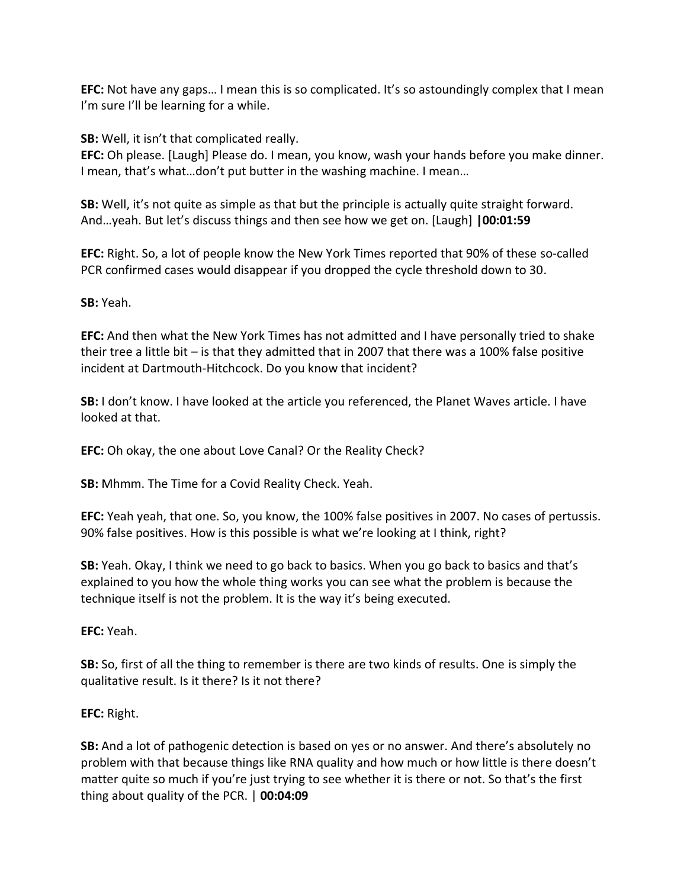**EFC:** Not have any gaps… I mean this is so complicated. It's so astoundingly complex that I mean I'm sure I'll be learning for a while.

**SB:** Well, it isn't that complicated really.
**EFC:** Oh please. [Laugh] Please do. I mean, you know, wash your hands before you make dinner. I mean, that's what…don't put butter in the washing machine. I mean…

**SB:** Well, it's not quite as simple as that but the principle is actually quite straight forward. And…yeah. But let's discuss things and then see how we get on. [Laugh] **|00:01:59**

**EFC:** Right. So, a lot of people know the New York Times reported that 90% of these so-called PCR confirmed cases would disappear if you dropped the cycle threshold down to 30.

**SB:** Yeah.

**EFC:** And then what the New York Times has not admitted and I have personally tried to shake their tree a little bit – is that they admitted that in 2007 that there was a 100% false positive incident at Dartmouth-Hitchcock. Do you know that incident?

**SB:** I don't know. I have looked at the article you referenced, the Planet Waves article. I have looked at that.

**EFC:** Oh okay, the one about Love Canal? Or the Reality Check?

**SB:** Mhmm. The Time for a Covid Reality Check. Yeah.

**EFC:** Yeah yeah, that one. So, you know, the 100% false positives in 2007. No cases of pertussis. 90% false positives. How is this possible is what we're looking at I think, right?

**SB:** Yeah. Okay, I think we need to go back to basics. When you go back to basics and that's explained to you how the whole thing works you can see what the problem is because the technique itself is not the problem. It is the way it's being executed.

**EFC:** Yeah.

**SB:** So, first of all the thing to remember is there are two kinds of results. One is simply the qualitative result. Is it there? Is it not there?

**EFC:** Right.

**SB:** And a lot of pathogenic detection is based on yes or no answer. And there's absolutely no problem with that because things like RNA quality and how much or how little is there doesn't matter quite so much if you're just trying to see whether it is there or not. So that's the first thing about quality of the PCR. | **00:04:09**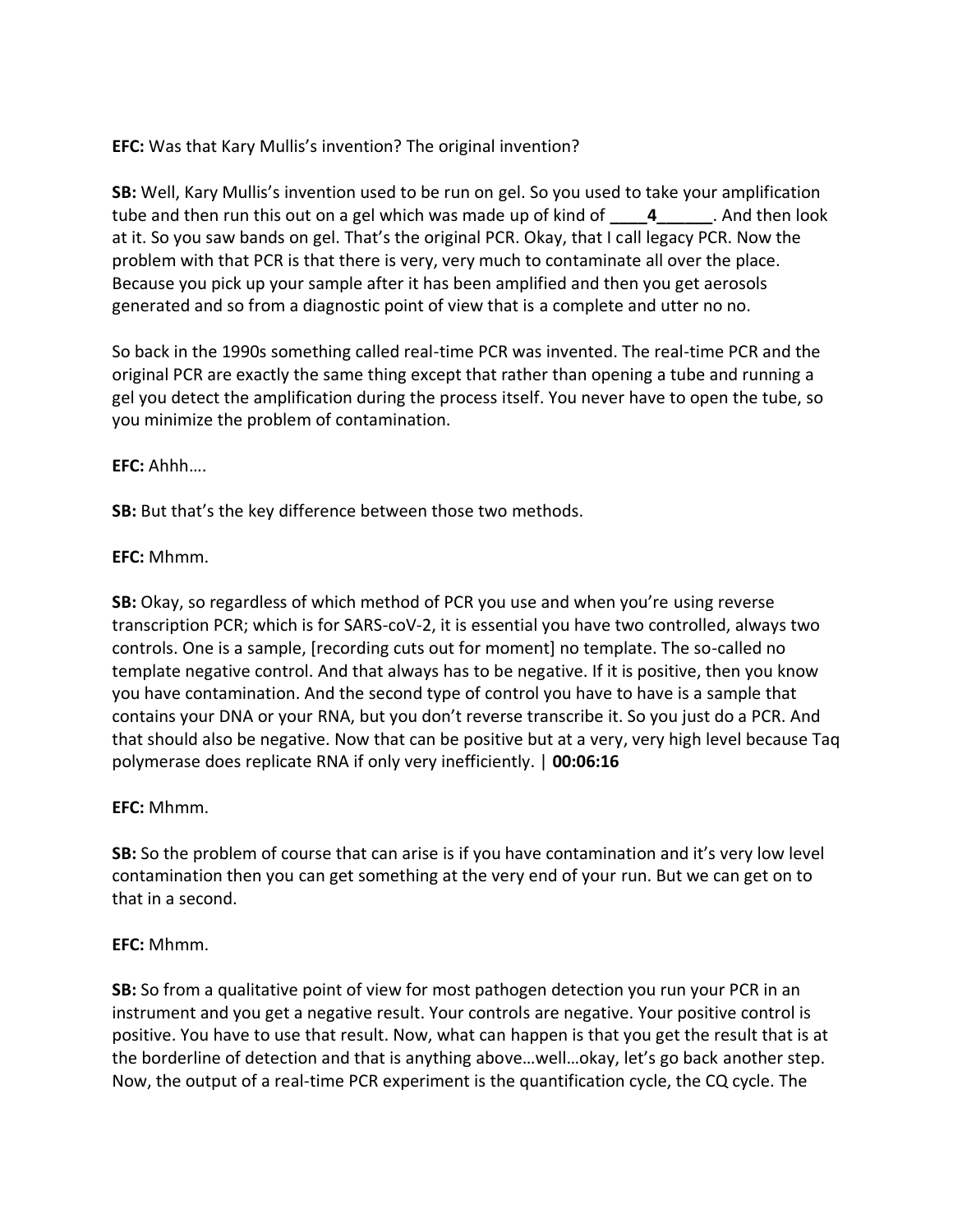**EFC:** Was that Kary Mullis's invention? The original invention?

**SB:** Well, Kary Mullis's invention used to be run on gel. So you used to take your amplification tube and then run this out on a gel which was made up of kind of ____**4**______. And then look at it. So you saw bands on gel. That's the original PCR. Okay, that I call legacy PCR. Now the problem with that PCR is that there is very, very much to contaminate all over the place. Because you pick up your sample after it has been amplified and then you get aerosols generated and so from a diagnostic point of view that is a complete and utter no no.

So back in the 1990s something called real-time PCR was invented. The real-time PCR and the original PCR are exactly the same thing except that rather than opening a tube and running a gel you detect the amplification during the process itself. You never have to open the tube, so you minimize the problem of contamination.

**EFC:** Ahhh….

**SB:** But that's the key difference between those two methods.

**EFC:** Mhmm.

**SB:** Okay, so regardless of which method of PCR you use and when you're using reverse transcription PCR; which is for SARS-coV-2, it is essential you have two controlled, always two controls. One is a sample, [recording cuts out for moment] no template. The so-called no template negative control. And that always has to be negative. If it is positive, then you know you have contamination. And the second type of control you have to have is a sample that contains your DNA or your RNA, but you don't reverse transcribe it. So you just do a PCR. And that should also be negative. Now that can be positive but at a very, very high level because Taq polymerase does replicate RNA if only very inefficiently. | **00:06:16**

**EFC:** Mhmm.

**SB:** So the problem of course that can arise is if you have contamination and it's very low level contamination then you can get something at the very end of your run. But we can get on to that in a second.

**EFC:** Mhmm.

**SB:** So from a qualitative point of view for most pathogen detection you run your PCR in an instrument and you get a negative result. Your controls are negative. Your positive control is positive. You have to use that result. Now, what can happen is that you get the result that is at the borderline of detection and that is anything above…well…okay, let's go back another step. Now, the output of a real-time PCR experiment is the quantification cycle, the CQ cycle. The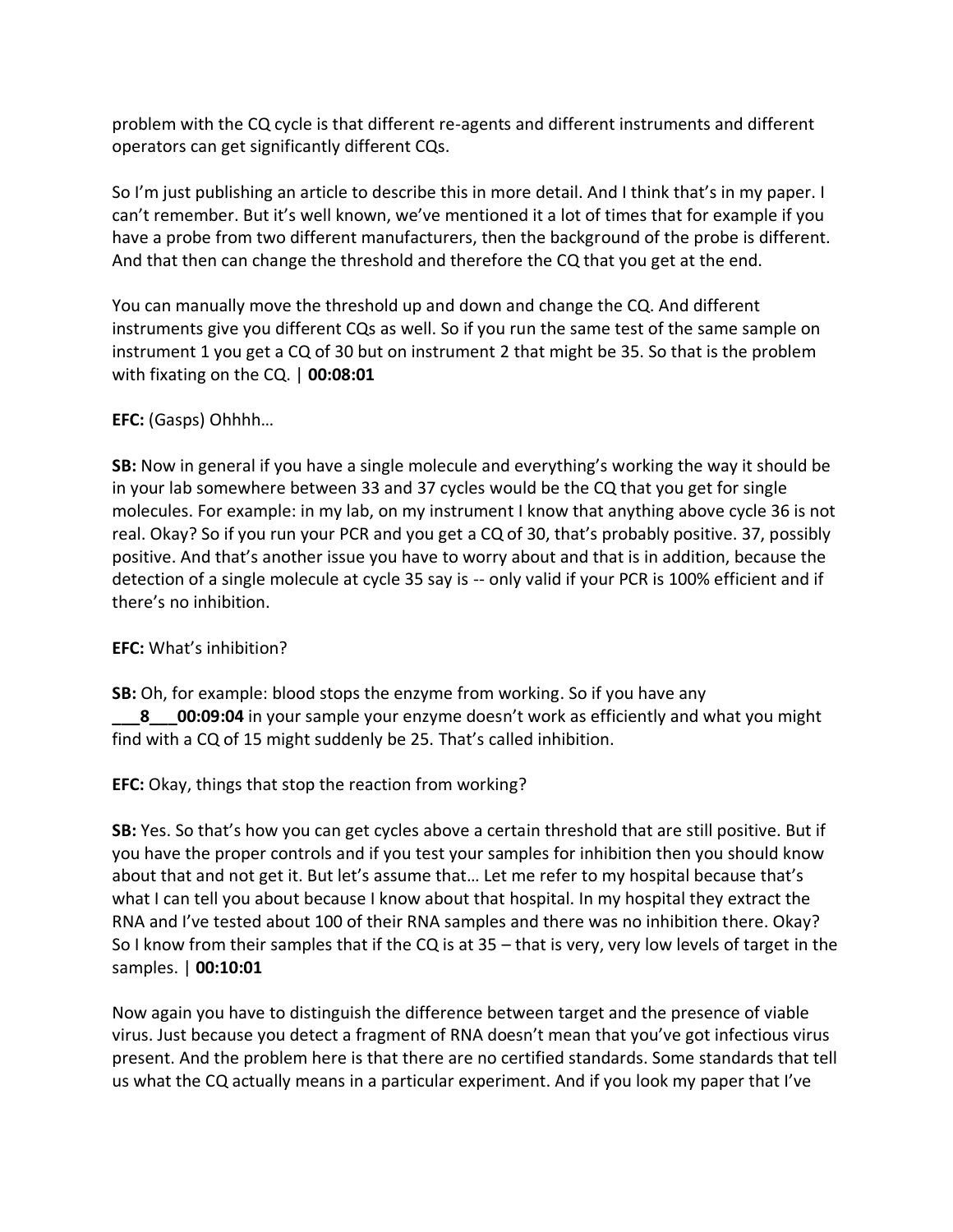problem with the CQ cycle is that different re-agents and different instruments and different operators can get significantly different CQs.

So I'm just publishing an article to describe this in more detail. And I think that's in my paper. I can't remember. But it's well known, we've mentioned it a lot of times that for example if you have a probe from two different manufacturers, then the background of the probe is different. And that then can change the threshold and therefore the CQ that you get at the end.

You can manually move the threshold up and down and change the CQ. And different instruments give you different CQs as well. So if you run the same test of the same sample on instrument 1 you get a CQ of 30 but on instrument 2 that might be 35. So that is the problem with fixating on the CQ. | **00:08:01**

**EFC:** (Gasps) Ohhhh…

**SB:** Now in general if you have a single molecule and everything's working the way it should be in your lab somewhere between 33 and 37 cycles would be the CQ that you get for single molecules. For example: in my lab, on my instrument I know that anything above cycle 36 is not real. Okay? So if you run your PCR and you get a CQ of 30, that's probably positive. 37, possibly positive. And that's another issue you have to worry about and that is in addition, because the detection of a single molecule at cycle 35 say is -- only valid if your PCR is 100% efficient and if there's no inhibition.

**EFC:** What's inhibition?

**SB:** Oh, for example: blood stops the enzyme from working. So if you have any **___8___00:09:04** in your sample your enzyme doesn't work as efficiently and what you might find with a CQ of 15 might suddenly be 25. That's called inhibition.

**EFC:** Okay, things that stop the reaction from working?

**SB:** Yes. So that's how you can get cycles above a certain threshold that are still positive. But if you have the proper controls and if you test your samples for inhibition then you should know about that and not get it. But let's assume that… Let me refer to my hospital because that's what I can tell you about because I know about that hospital. In my hospital they extract the RNA and I've tested about 100 of their RNA samples and there was no inhibition there. Okay? So I know from their samples that if the CQ is at 35 – that is very, very low levels of target in the samples. | **00:10:01**

Now again you have to distinguish the difference between target and the presence of viable virus. Just because you detect a fragment of RNA doesn't mean that you've got infectious virus present. And the problem here is that there are no certified standards. Some standards that tell us what the CQ actually means in a particular experiment. And if you look my paper that I've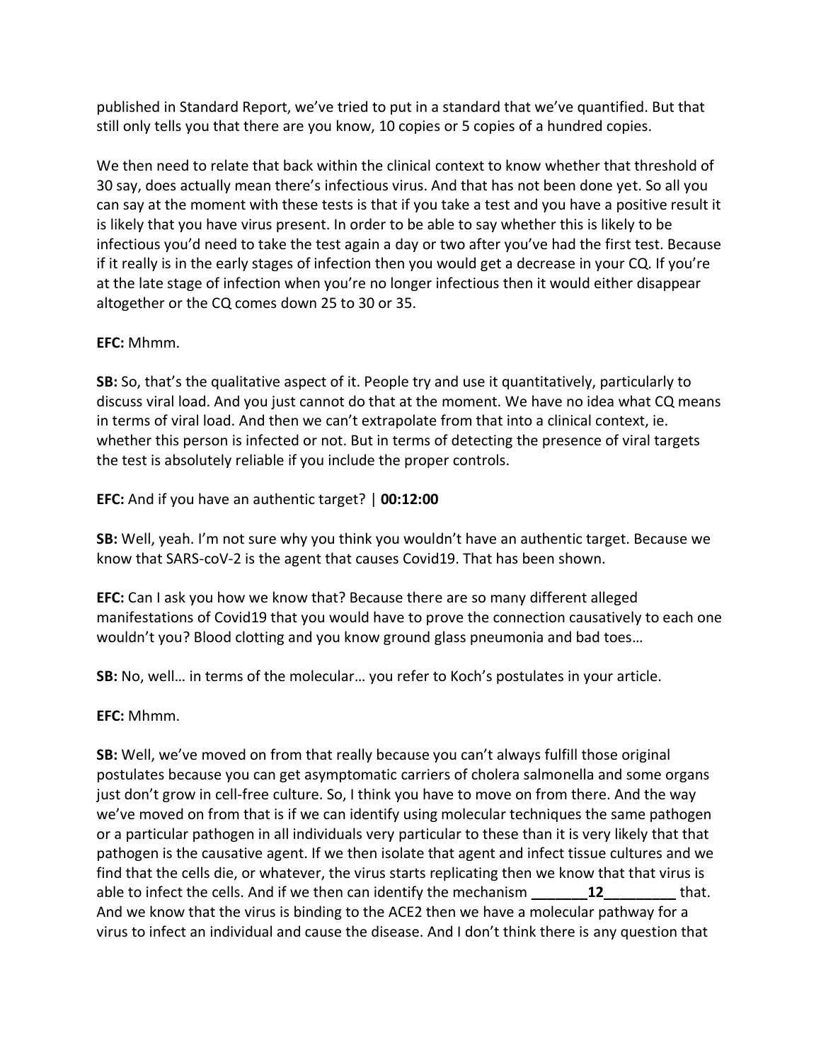published in Standard Report, we've tried to put in a standard that we've quantified. But that still only tells you that there are you know, 10 copies or 5 copies of a hundred copies.

We then need to relate that back within the clinical context to know whether that threshold of 30 say, does actually mean there's infectious virus. And that has not been done yet. So all you can say at the moment with these tests is that if you take a test and you have a positive result it is likely that you have virus present. In order to be able to say whether this is likely to be infectious you'd need to take the test again a day or two after you've had the first test. Because if it really is in the early stages of infection then you would get a decrease in your CQ. If you're at the late stage of infection when you're no longer infectious then it would either disappear altogether or the CQ comes down 25 to 30 or 35.

**EFC:** Mhmm.

**SB:** So, that's the qualitative aspect of it. People try and use it quantitatively, particularly to discuss viral load. And you just cannot do that at the moment. We have no idea what CQ means in terms of viral load. And then we can't extrapolate from that into a clinical context, ie. whether this person is infected or not. But in terms of detecting the presence of viral targets the test is absolutely reliable if you include the proper controls.

**EFC:** And if you have an authentic target? | **00:12:00**

**SB:** Well, yeah. I'm not sure why you think you wouldn't have an authentic target. Because we know that SARS-coV-2 is the agent that causes Covid19. That has been shown.

**EFC:** Can I ask you how we know that? Because there are so many different alleged manifestations of Covid19 that you would have to prove the connection causatively to each one wouldn't you? Blood clotting and you know ground glass pneumonia and bad toes…

**SB:** No, well… in terms of the molecular… you refer to Koch's postulates in your article.

**EFC:** Mhmm.

**SB:** Well, we've moved on from that really because you can't always fulfill those original postulates because you can get asymptomatic carriers of cholera salmonella and some organs just don't grow in cell-free culture. So, I think you have to move on from there. And the way we've moved on from that is if we can identify using molecular techniques the same pathogen or a particular pathogen in all individuals very particular to these than it is very likely that that pathogen is the causative agent. If we then isolate that agent and infect tissue cultures and we find that the cells die, or whatever, the virus starts replicating then we know that that virus is able to infect the cells. And if we then can identify the mechanism **_______12_________** that. And we know that the virus is binding to the ACE2 then we have a molecular pathway for a virus to infect an individual and cause the disease. And I don't think there is any question that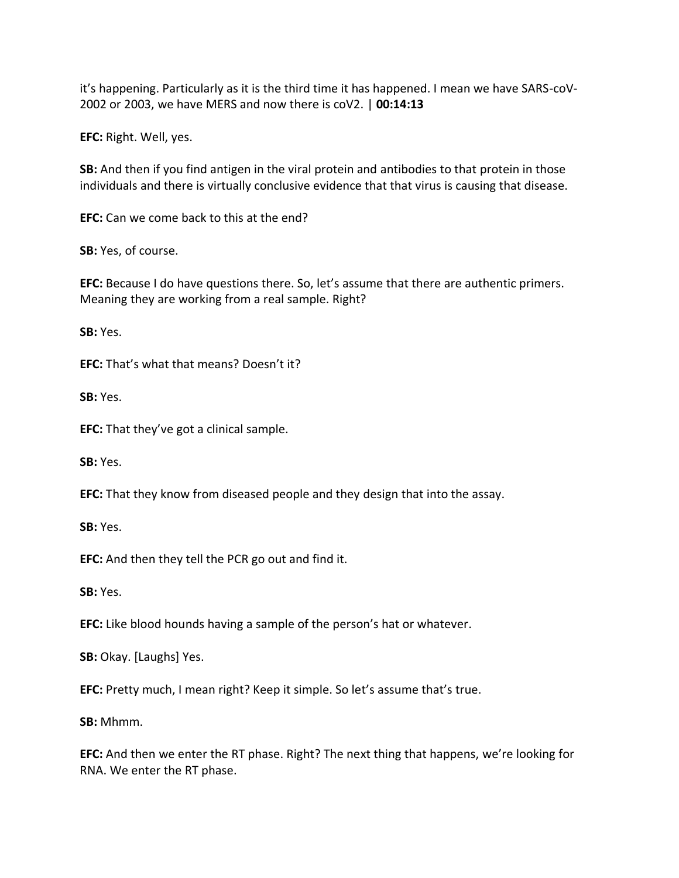it's happening. Particularly as it is the third time it has happened. I mean we have SARS-coV-2002 or 2003, we have MERS and now there is coV2. | **00:14:13**

**EFC:** Right. Well, yes.

**SB:** And then if you find antigen in the viral protein and antibodies to that protein in those individuals and there is virtually conclusive evidence that that virus is causing that disease.

**EFC:** Can we come back to this at the end?

**SB:** Yes, of course.

**EFC:** Because I do have questions there. So, let's assume that there are authentic primers. Meaning they are working from a real sample. Right?

**SB:** Yes.

**EFC:** That's what that means? Doesn't it?

**SB:** Yes.

**EFC:** That they've got a clinical sample.

**SB:** Yes.

**EFC:** That they know from diseased people and they design that into the assay.

**SB:** Yes.

**EFC:** And then they tell the PCR go out and find it.

**SB:** Yes.

**EFC:** Like blood hounds having a sample of the person's hat or whatever.

**SB:** Okay. [Laughs] Yes.

**EFC:** Pretty much, I mean right? Keep it simple. So let's assume that's true.

**SB:** Mhmm.

**EFC:** And then we enter the RT phase. Right? The next thing that happens, we're looking for RNA. We enter the RT phase.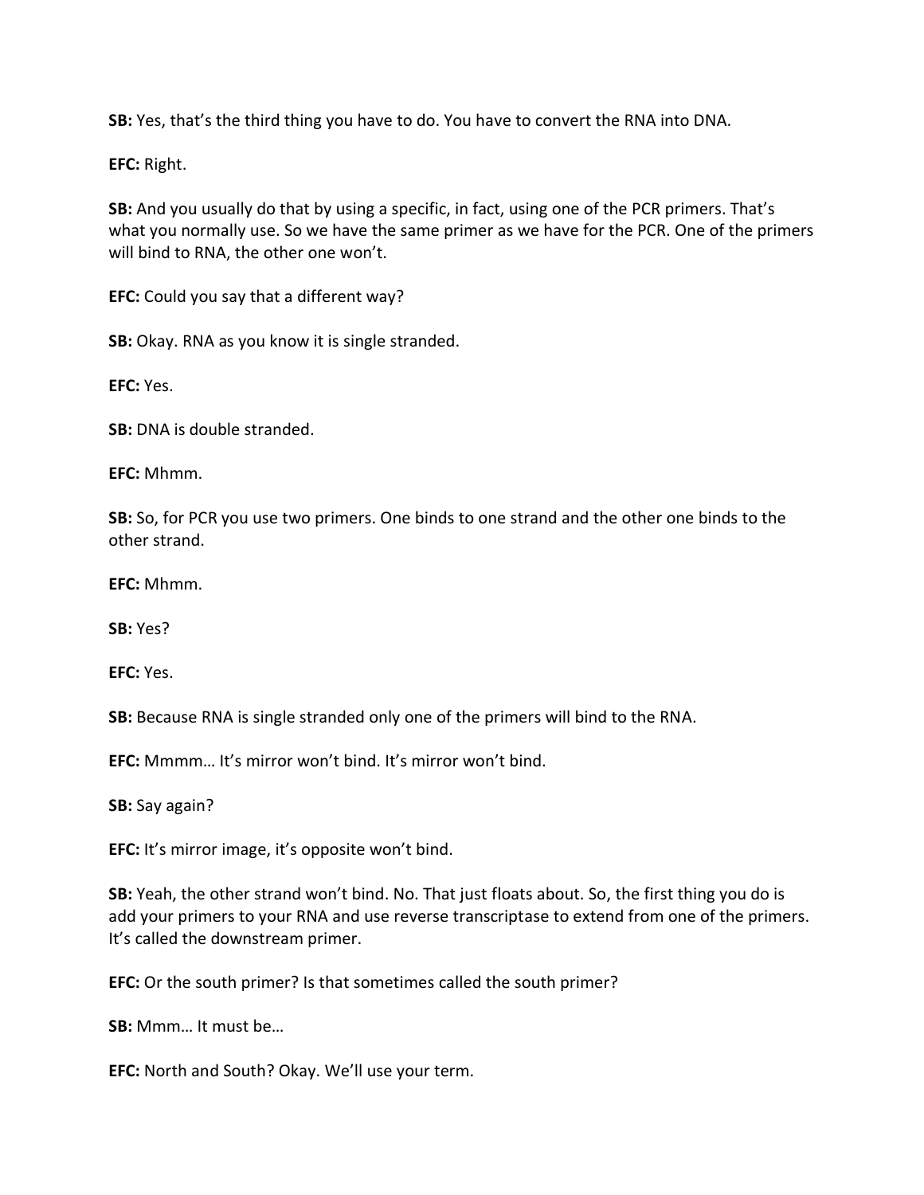**SB:** Yes, that's the third thing you have to do. You have to convert the RNA into DNA.

**EFC:** Right.

**SB:** And you usually do that by using a specific, in fact, using one of the PCR primers. That's what you normally use. So we have the same primer as we have for the PCR. One of the primers will bind to RNA, the other one won't.

**EFC:** Could you say that a different way?

**SB:** Okay. RNA as you know it is single stranded.

**EFC:** Yes.

**SB:** DNA is double stranded.

**EFC:** Mhmm.

**SB:** So, for PCR you use two primers. One binds to one strand and the other one binds to the other strand.

**EFC:** Mhmm.

**SB:** Yes?

**EFC:** Yes.

**SB:** Because RNA is single stranded only one of the primers will bind to the RNA.

**EFC:** Mmmm… It's mirror won't bind. It's mirror won't bind.

**SB:** Say again?

**EFC:** It's mirror image, it's opposite won't bind.

**SB:** Yeah, the other strand won't bind. No. That just floats about. So, the first thing you do is add your primers to your RNA and use reverse transcriptase to extend from one of the primers. It's called the downstream primer.

**EFC:** Or the south primer? Is that sometimes called the south primer?

**SB:** Mmm… It must be…

**EFC:** North and South? Okay. We'll use your term.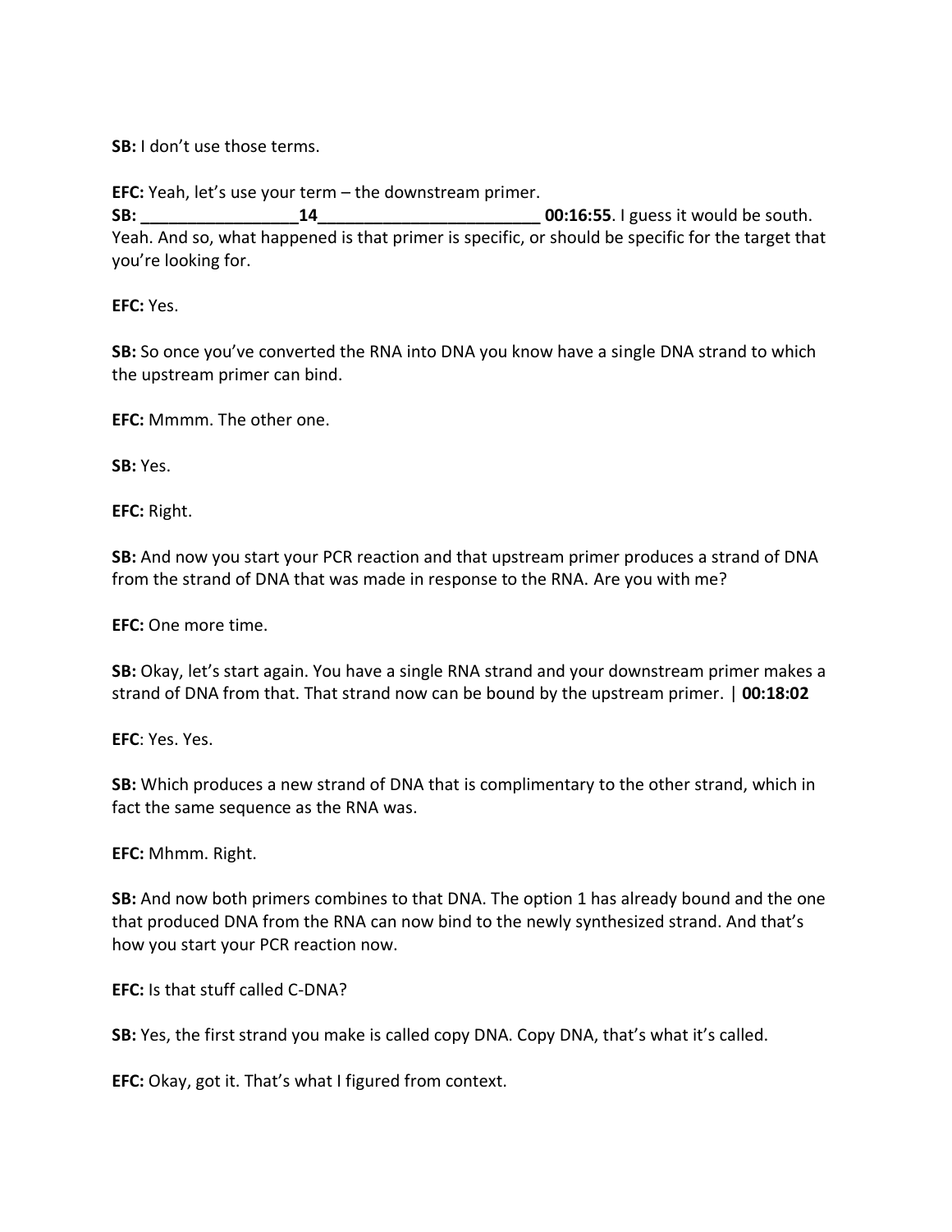**SB:** I don't use those terms.

**EFC:** Yeah, let's use your term – the downstream primer.
**SB: _________________14________________________ 00:16:55**. I guess it would be south. Yeah. And so, what happened is that primer is specific, or should be specific for the target that you're looking for.

**EFC:** Yes.

**SB:** So once you've converted the RNA into DNA you know have a single DNA strand to which the upstream primer can bind.

**EFC:** Mmmm. The other one.

**SB:** Yes.

**EFC:** Right.

**SB:** And now you start your PCR reaction and that upstream primer produces a strand of DNA from the strand of DNA that was made in response to the RNA. Are you with me?

**EFC:** One more time.

**SB:** Okay, let's start again. You have a single RNA strand and your downstream primer makes a strand of DNA from that. That strand now can be bound by the upstream primer. | **00:18:02**

**EFC**: Yes. Yes.

**SB:** Which produces a new strand of DNA that is complimentary to the other strand, which in fact the same sequence as the RNA was.

**EFC:** Mhmm. Right.

**SB:** And now both primers combines to that DNA. The option 1 has already bound and the one that produced DNA from the RNA can now bind to the newly synthesized strand. And that's how you start your PCR reaction now.

**EFC:** Is that stuff called C-DNA?

**SB:** Yes, the first strand you make is called copy DNA. Copy DNA, that's what it's called.

**EFC:** Okay, got it. That's what I figured from context.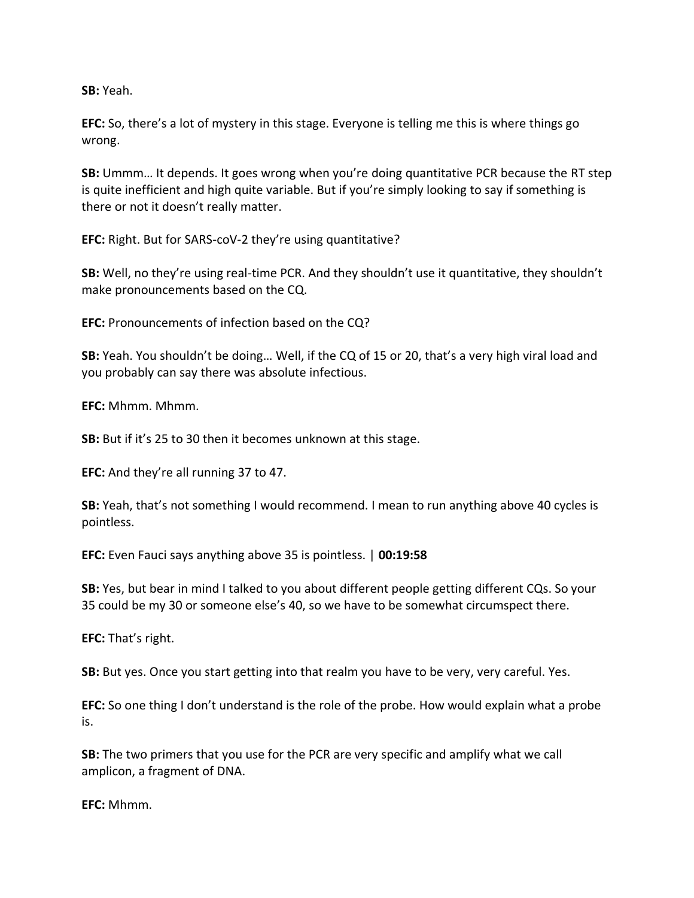**SB:** Yeah.

**EFC:** So, there's a lot of mystery in this stage. Everyone is telling me this is where things go wrong.

**SB:** Ummm… It depends. It goes wrong when you're doing quantitative PCR because the RT step is quite inefficient and high quite variable. But if you're simply looking to say if something is there or not it doesn't really matter.

**EFC:** Right. But for SARS-coV-2 they're using quantitative?

**SB:** Well, no they're using real-time PCR. And they shouldn't use it quantitative, they shouldn't make pronouncements based on the CQ.

**EFC:** Pronouncements of infection based on the CQ?

**SB:** Yeah. You shouldn't be doing… Well, if the CQ of 15 or 20, that's a very high viral load and you probably can say there was absolute infectious.

**EFC:** Mhmm. Mhmm.

**SB:** But if it's 25 to 30 then it becomes unknown at this stage.

**EFC:** And they're all running 37 to 47.

**SB:** Yeah, that's not something I would recommend. I mean to run anything above 40 cycles is pointless.

**EFC:** Even Fauci says anything above 35 is pointless. | **00:19:58**

**SB:** Yes, but bear in mind I talked to you about different people getting different CQs. So your 35 could be my 30 or someone else's 40, so we have to be somewhat circumspect there.

**EFC:** That's right.

**SB:** But yes. Once you start getting into that realm you have to be very, very careful. Yes.

**EFC:** So one thing I don't understand is the role of the probe. How would explain what a probe is.

**SB:** The two primers that you use for the PCR are very specific and amplify what we call amplicon, a fragment of DNA.

**EFC:** Mhmm.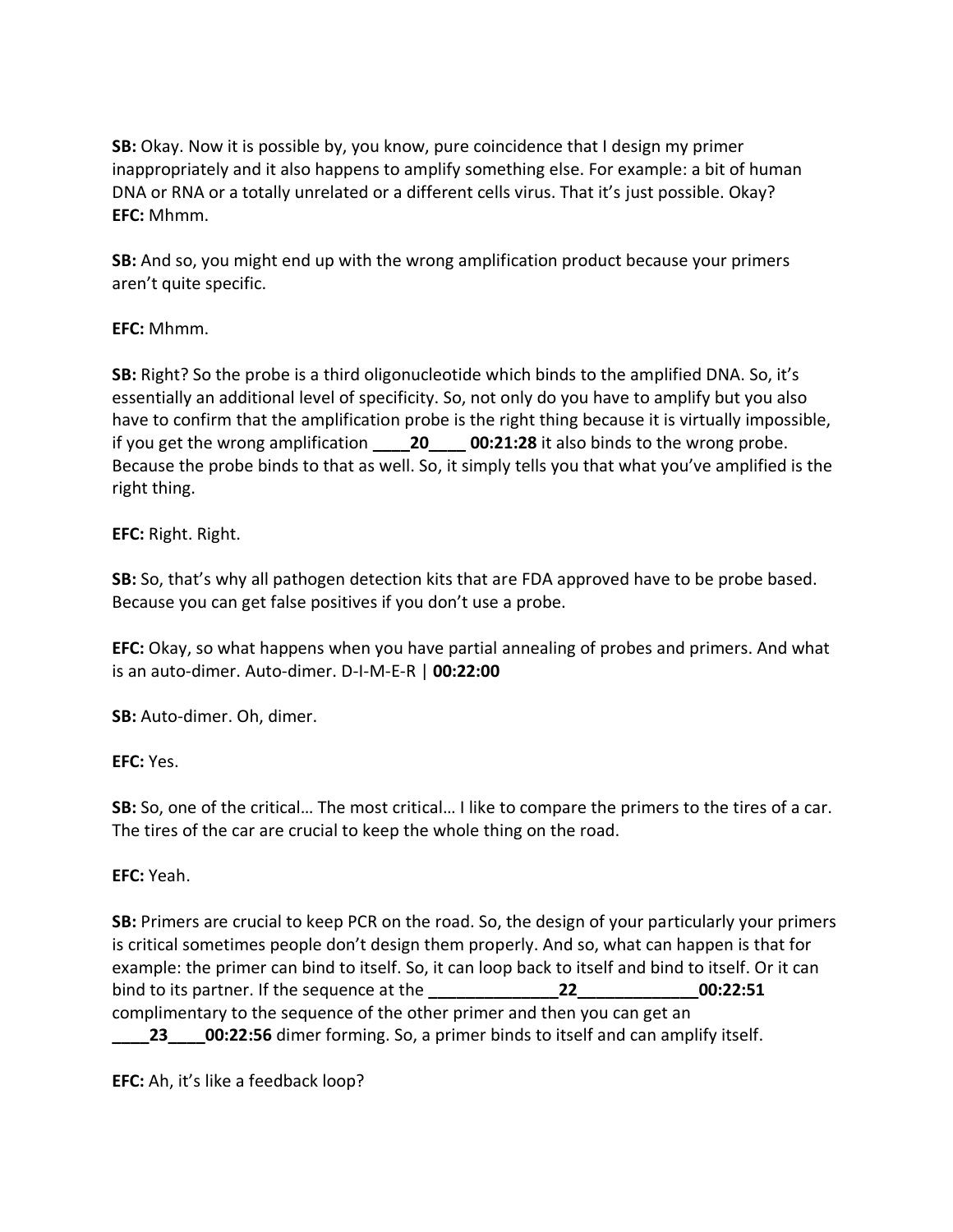**SB:** Okay. Now it is possible by, you know, pure coincidence that I design my primer inappropriately and it also happens to amplify something else. For example: a bit of human DNA or RNA or a totally unrelated or a different cells virus. That it's just possible. Okay?
**EFC:** Mhmm.

**SB:** And so, you might end up with the wrong amplification product because your primers aren't quite specific.

**EFC:** Mhmm.

**SB:** Right? So the probe is a third oligonucleotide which binds to the amplified DNA. So, it's essentially an additional level of specificity. So, not only do you have to amplify but you also have to confirm that the amplification probe is the right thing because it is virtually impossible, if you get the wrong amplification **____20____ 00:21:28** it also binds to the wrong probe. Because the probe binds to that as well. So, it simply tells you that what you've amplified is the right thing.

**EFC:** Right. Right.

**SB:** So, that's why all pathogen detection kits that are FDA approved have to be probe based. Because you can get false positives if you don't use a probe.

**EFC:** Okay, so what happens when you have partial annealing of probes and primers. And what is an auto-dimer. Auto-dimer. D-I-M-E-R | **00:22:00**

**SB:** Auto-dimer. Oh, dimer.

**EFC:** Yes.

**SB:** So, one of the critical… The most critical… I like to compare the primers to the tires of a car. The tires of the car are crucial to keep the whole thing on the road.

**EFC:** Yeah.

**SB:** Primers are crucial to keep PCR on the road. So, the design of your particularly your primers is critical sometimes people don't design them properly. And so, what can happen is that for example: the primer can bind to itself. So, it can loop back to itself and bind to itself. Or it can bind to its partner. If the sequence at the **______________22_____________00:22:51** complimentary to the sequence of the other primer and then you can get an **____23____00:22:56** dimer forming. So, a primer binds to itself and can amplify itself.

**EFC:** Ah, it's like a feedback loop?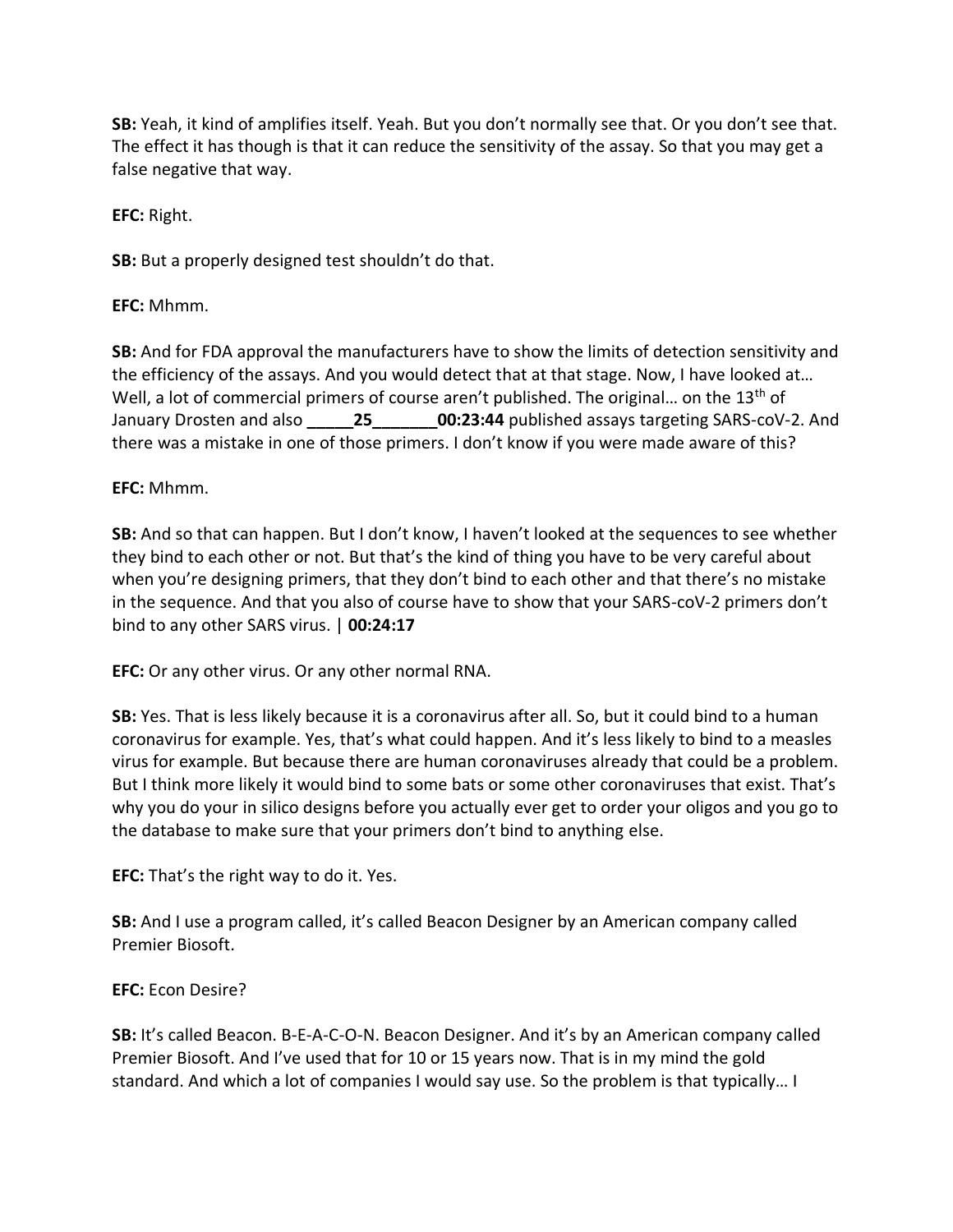**SB:** Yeah, it kind of amplifies itself. Yeah. But you don't normally see that. Or you don't see that. The effect it has though is that it can reduce the sensitivity of the assay. So that you may get a false negative that way.

**EFC:** Right.

**SB:** But a properly designed test shouldn't do that.

**EFC:** Mhmm.

**SB:** And for FDA approval the manufacturers have to show the limits of detection sensitivity and the efficiency of the assays. And you would detect that at that stage. Now, I have looked at… Well, a lot of commercial primers of course aren't published. The original… on the 13th of January Drosten and also **_____25_______00:23:44** published assays targeting SARS-coV-2. And there was a mistake in one of those primers. I don't know if you were made aware of this?

**EFC:** Mhmm.

**SB:** And so that can happen. But I don't know, I haven't looked at the sequences to see whether they bind to each other or not. But that's the kind of thing you have to be very careful about when you're designing primers, that they don't bind to each other and that there's no mistake in the sequence. And that you also of course have to show that your SARS-coV-2 primers don't bind to any other SARS virus. | **00:24:17**

**EFC:** Or any other virus. Or any other normal RNA.

**SB:** Yes. That is less likely because it is a coronavirus after all. So, but it could bind to a human coronavirus for example. Yes, that's what could happen. And it's less likely to bind to a measles virus for example. But because there are human coronaviruses already that could be a problem. But I think more likely it would bind to some bats or some other coronaviruses that exist. That's why you do your in silico designs before you actually ever get to order your oligos and you go to the database to make sure that your primers don't bind to anything else.

**EFC:** That's the right way to do it. Yes.

**SB:** And I use a program called, it's called Beacon Designer by an American company called Premier Biosoft.

**EFC:** Econ Desire?

**SB:** It's called Beacon. B-E-A-C-O-N. Beacon Designer. And it's by an American company called Premier Biosoft. And I've used that for 10 or 15 years now. That is in my mind the gold standard. And which a lot of companies I would say use. So the problem is that typically… I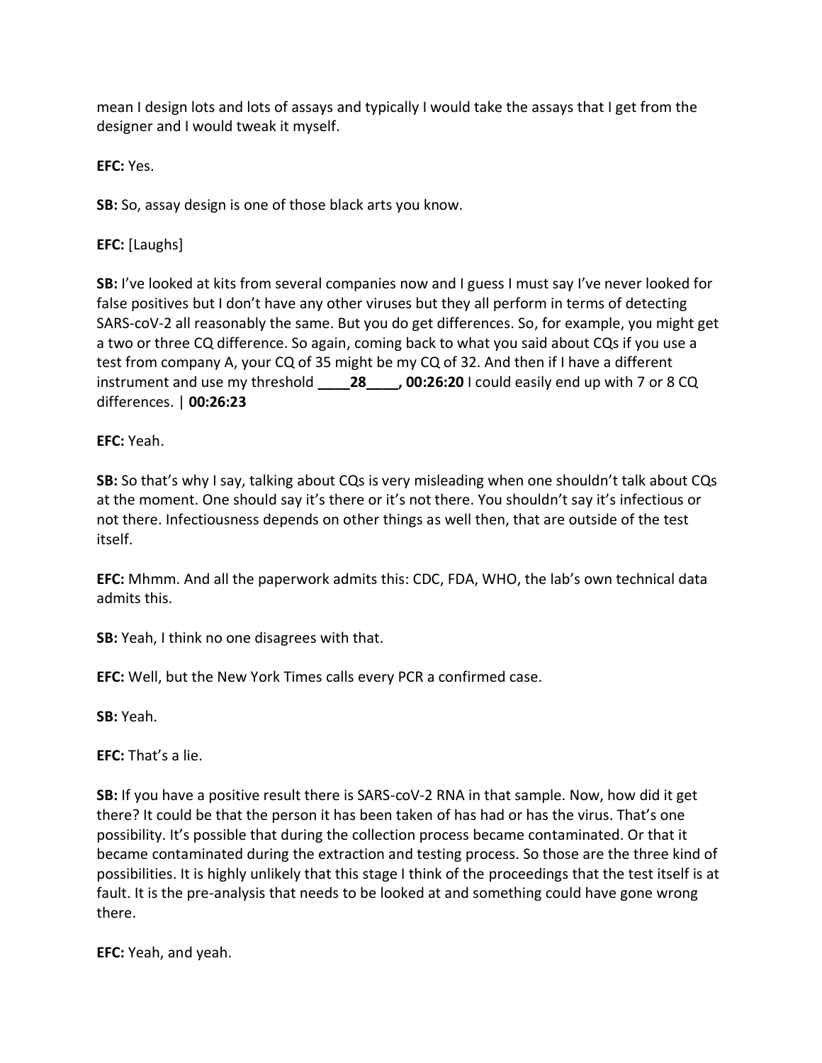mean I design lots and lots of assays and typically I would take the assays that I get from the designer and I would tweak it myself.

**EFC:** Yes.

**SB:** So, assay design is one of those black arts you know.

**EFC:** [Laughs]

**SB:** I've looked at kits from several companies now and I guess I must say I've never looked for false positives but I don't have any other viruses but they all perform in terms of detecting SARS-coV-2 all reasonably the same. But you do get differences. So, for example, you might get a two or three CQ difference. So again, coming back to what you said about CQs if you use a test from company A, your CQ of 35 might be my CQ of 32. And then if I have a different instrument and use my threshold **____28____, 00:26:20** I could easily end up with 7 or 8 CQ differences. | **00:26:23**

**EFC:** Yeah.

**SB:** So that's why I say, talking about CQs is very misleading when one shouldn't talk about CQs at the moment. One should say it's there or it's not there. You shouldn't say it's infectious or not there. Infectiousness depends on other things as well then, that are outside of the test itself.

**EFC:** Mhmm. And all the paperwork admits this: CDC, FDA, WHO, the lab's own technical data admits this.

**SB:** Yeah, I think no one disagrees with that.

**EFC:** Well, but the New York Times calls every PCR a confirmed case.

**SB:** Yeah.

**EFC:** That's a lie.

**SB:** If you have a positive result there is SARS-coV-2 RNA in that sample. Now, how did it get there? It could be that the person it has been taken of has had or has the virus. That's one possibility. It's possible that during the collection process became contaminated. Or that it became contaminated during the extraction and testing process. So those are the three kind of possibilities. It is highly unlikely that this stage I think of the proceedings that the test itself is at fault. It is the pre-analysis that needs to be looked at and something could have gone wrong there.

**EFC:** Yeah, and yeah.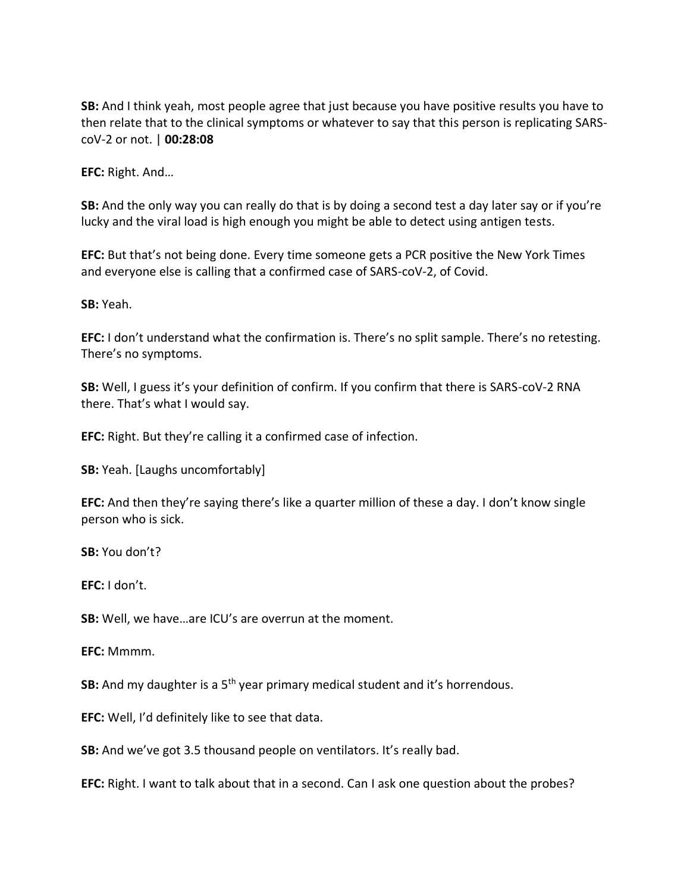**SB:** And I think yeah, most people agree that just because you have positive results you have to then relate that to the clinical symptoms or whatever to say that this person is replicating SARS-coV-2 or not. | **00:28:08**

**EFC:** Right. And…

**SB:** And the only way you can really do that is by doing a second test a day later say or if you're lucky and the viral load is high enough you might be able to detect using antigen tests.

**EFC:** But that's not being done. Every time someone gets a PCR positive the New York Times and everyone else is calling that a confirmed case of SARS-coV-2, of Covid.

**SB:** Yeah.

**EFC:** I don't understand what the confirmation is. There's no split sample. There's no retesting. There's no symptoms.

**SB:** Well, I guess it's your definition of confirm. If you confirm that there is SARS-coV-2 RNA there. That's what I would say.

**EFC:** Right. But they're calling it a confirmed case of infection.

**SB:** Yeah. [Laughs uncomfortably]

**EFC:** And then they're saying there's like a quarter million of these a day. I don't know single person who is sick.

**SB:** You don't?

**EFC:** I don't.

**SB:** Well, we have…are ICU's are overrun at the moment.

**EFC:** Mmmm.

**SB:** And my daughter is a 5th year primary medical student and it's horrendous.

**EFC:** Well, I'd definitely like to see that data.

**SB:** And we've got 3.5 thousand people on ventilators. It's really bad.

**EFC:** Right. I want to talk about that in a second. Can I ask one question about the probes?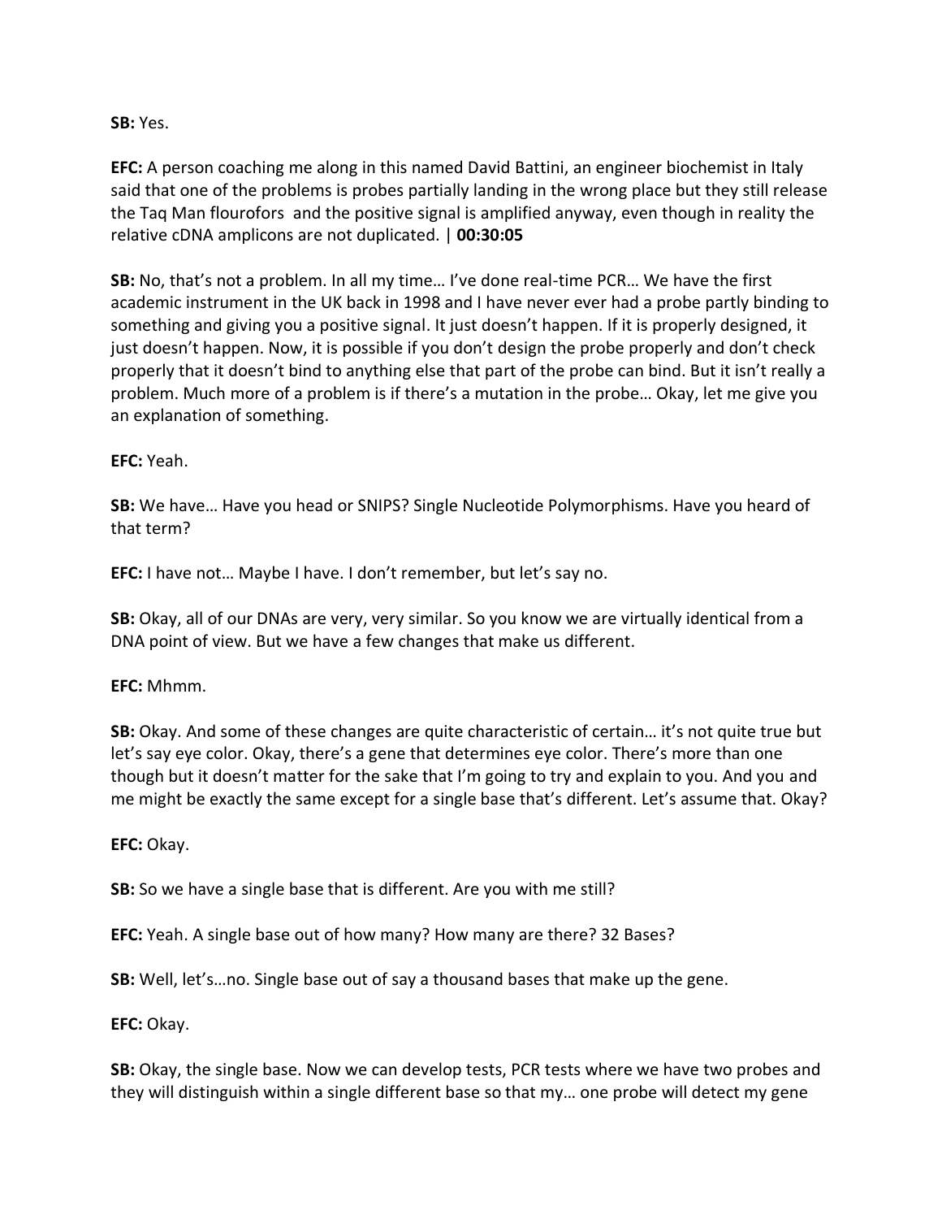**SB:** Yes.

**EFC:** A person coaching me along in this named David Battini, an engineer biochemist in Italy said that one of the problems is probes partially landing in the wrong place but they still release the Taq Man flourofors and the positive signal is amplified anyway, even though in reality the relative cDNA amplicons are not duplicated. | **00:30:05**

**SB:** No, that's not a problem. In all my time… I've done real-time PCR… We have the first academic instrument in the UK back in 1998 and I have never ever had a probe partly binding to something and giving you a positive signal. It just doesn't happen. If it is properly designed, it just doesn't happen. Now, it is possible if you don't design the probe properly and don't check properly that it doesn't bind to anything else that part of the probe can bind. But it isn't really a problem. Much more of a problem is if there's a mutation in the probe… Okay, let me give you an explanation of something.

**EFC:** Yeah.

**SB:** We have… Have you head or SNIPS? Single Nucleotide Polymorphisms. Have you heard of that term?

**EFC:** I have not… Maybe I have. I don't remember, but let's say no.

**SB:** Okay, all of our DNAs are very, very similar. So you know we are virtually identical from a DNA point of view. But we have a few changes that make us different.

**EFC:** Mhmm.

**SB:** Okay. And some of these changes are quite characteristic of certain… it's not quite true but let's say eye color. Okay, there's a gene that determines eye color. There's more than one though but it doesn't matter for the sake that I'm going to try and explain to you. And you and me might be exactly the same except for a single base that's different. Let's assume that. Okay?

**EFC:** Okay.

**SB:** So we have a single base that is different. Are you with me still?

**EFC:** Yeah. A single base out of how many? How many are there? 32 Bases?

**SB:** Well, let's…no. Single base out of say a thousand bases that make up the gene.

**EFC:** Okay.

**SB:** Okay, the single base. Now we can develop tests, PCR tests where we have two probes and they will distinguish within a single different base so that my… one probe will detect my gene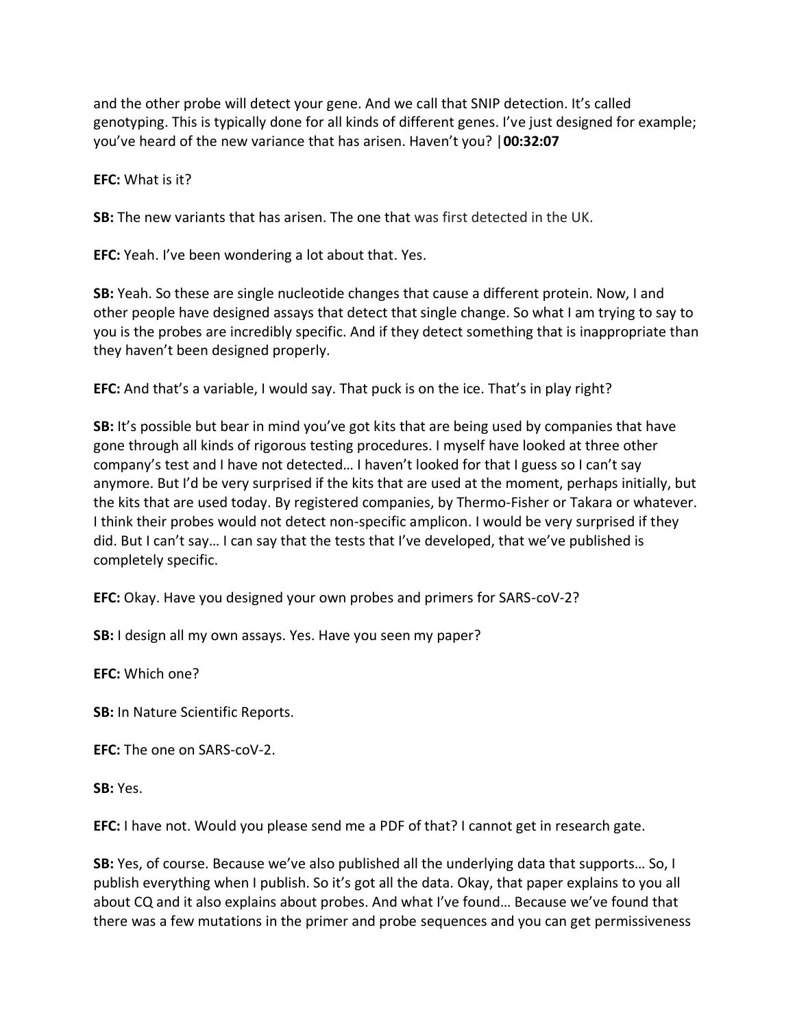and the other probe will detect your gene. And we call that SNIP detection. It's called genotyping. This is typically done for all kinds of different genes. I've just designed for example; you've heard of the new variance that has arisen. Haven't you? |**00:32:07**

**EFC:** What is it?

**SB:** The new variants that has arisen. The one that was first detected in the UK.

**EFC:** Yeah. I've been wondering a lot about that. Yes.

**SB:** Yeah. So these are single nucleotide changes that cause a different protein. Now, I and other people have designed assays that detect that single change. So what I am trying to say to you is the probes are incredibly specific. And if they detect something that is inappropriate than they haven't been designed properly.

**EFC:** And that's a variable, I would say. That puck is on the ice. That's in play right?

**SB:** It's possible but bear in mind you've got kits that are being used by companies that have gone through all kinds of rigorous testing procedures. I myself have looked at three other company's test and I have not detected… I haven't looked for that I guess so I can't say anymore. But I'd be very surprised if the kits that are used at the moment, perhaps initially, but the kits that are used today. By registered companies, by Thermo-Fisher or Takara or whatever. I think their probes would not detect non-specific amplicon. I would be very surprised if they did. But I can't say… I can say that the tests that I've developed, that we've published is completely specific.

**EFC:** Okay. Have you designed your own probes and primers for SARS-coV-2?

**SB:** I design all my own assays. Yes. Have you seen my paper?

**EFC:** Which one?

**SB:** In Nature Scientific Reports.

**EFC:** The one on SARS-coV-2.

**SB:** Yes.

**EFC:** I have not. Would you please send me a PDF of that? I cannot get in research gate.

**SB:** Yes, of course. Because we've also published all the underlying data that supports… So, I publish everything when I publish. So it's got all the data. Okay, that paper explains to you all about CQ and it also explains about probes. And what I've found… Because we've found that there was a few mutations in the primer and probe sequences and you can get permissiveness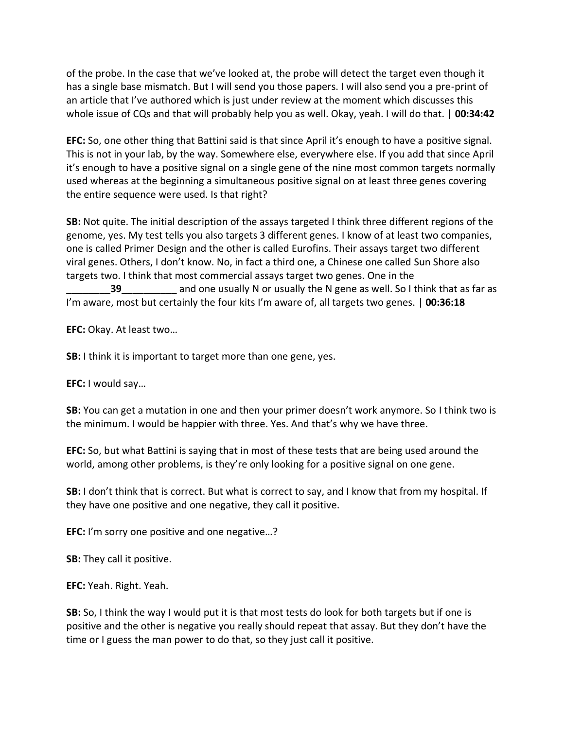of the probe. In the case that we've looked at, the probe will detect the target even though it has a single base mismatch. But I will send you those papers. I will also send you a pre-print of an article that I've authored which is just under review at the moment which discusses this whole issue of CQs and that will probably help you as well. Okay, yeah. I will do that. | **00:34:42**

**EFC:** So, one other thing that Battini said is that since April it's enough to have a positive signal. This is not in your lab, by the way. Somewhere else, everywhere else. If you add that since April it's enough to have a positive signal on a single gene of the nine most common targets normally used whereas at the beginning a simultaneous positive signal on at least three genes covering the entire sequence were used. Is that right?

**SB:** Not quite. The initial description of the assays targeted I think three different regions of the genome, yes. My test tells you also targets 3 different genes. I know of at least two companies, one is called Primer Design and the other is called Eurofins. Their assays target two different viral genes. Others, I don't know. No, in fact a third one, a Chinese one called Sun Shore also targets two. I think that most commercial assays target two genes. One in the **________39__________** and one usually N or usually the N gene as well. So I think that as far as I'm aware, most but certainly the four kits I'm aware of, all targets two genes. | **00:36:18**

**EFC:** Okay. At least two…

**SB:** I think it is important to target more than one gene, yes.

**EFC:** I would say…

**SB:** You can get a mutation in one and then your primer doesn't work anymore. So I think two is the minimum. I would be happier with three. Yes. And that's why we have three.

**EFC:** So, but what Battini is saying that in most of these tests that are being used around the world, among other problems, is they're only looking for a positive signal on one gene.

**SB:** I don't think that is correct. But what is correct to say, and I know that from my hospital. If they have one positive and one negative, they call it positive.

**EFC:** I'm sorry one positive and one negative…?

**SB:** They call it positive.

**EFC:** Yeah. Right. Yeah.

**SB:** So, I think the way I would put it is that most tests do look for both targets but if one is positive and the other is negative you really should repeat that assay. But they don't have the time or I guess the man power to do that, so they just call it positive.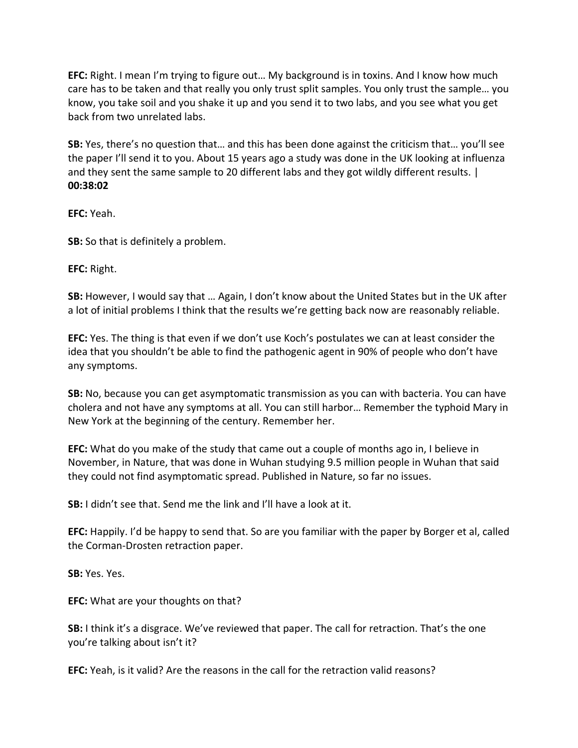**EFC:** Right. I mean I'm trying to figure out… My background is in toxins. And I know how much care has to be taken and that really you only trust split samples. You only trust the sample… you know, you take soil and you shake it up and you send it to two labs, and you see what you get back from two unrelated labs.

**SB:** Yes, there's no question that… and this has been done against the criticism that… you'll see the paper I'll send it to you. About 15 years ago a study was done in the UK looking at influenza and they sent the same sample to 20 different labs and they got wildly different results. | **00:38:02**

**EFC:** Yeah.

**SB:** So that is definitely a problem.

**EFC:** Right.

**SB:** However, I would say that … Again, I don't know about the United States but in the UK after a lot of initial problems I think that the results we're getting back now are reasonably reliable.

**EFC:** Yes. The thing is that even if we don't use Koch's postulates we can at least consider the idea that you shouldn't be able to find the pathogenic agent in 90% of people who don't have any symptoms.

**SB:** No, because you can get asymptomatic transmission as you can with bacteria. You can have cholera and not have any symptoms at all. You can still harbor… Remember the typhoid Mary in New York at the beginning of the century. Remember her.

**EFC:** What do you make of the study that came out a couple of months ago in, I believe in November, in Nature, that was done in Wuhan studying 9.5 million people in Wuhan that said they could not find asymptomatic spread. Published in Nature, so far no issues.

**SB:** I didn't see that. Send me the link and I'll have a look at it.

**EFC:** Happily. I'd be happy to send that. So are you familiar with the paper by Borger et al, called the Corman-Drosten retraction paper.

**SB:** Yes. Yes.

**EFC:** What are your thoughts on that?

**SB:** I think it's a disgrace. We've reviewed that paper. The call for retraction. That's the one you're talking about isn't it?

**EFC:** Yeah, is it valid? Are the reasons in the call for the retraction valid reasons?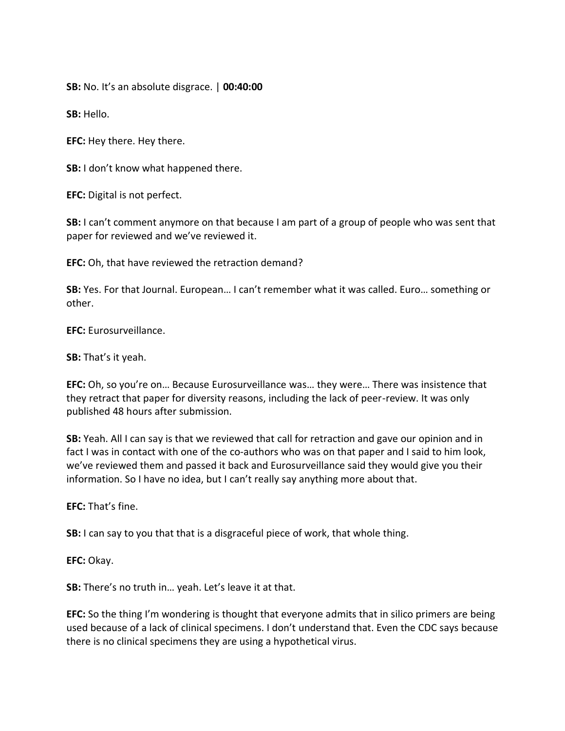**SB:** No. It's an absolute disgrace. | **00:40:00**

**SB:** Hello.

**EFC:** Hey there. Hey there.

**SB:** I don't know what happened there.

**EFC:** Digital is not perfect.

**SB:** I can't comment anymore on that because I am part of a group of people who was sent that paper for reviewed and we've reviewed it.

**EFC:** Oh, that have reviewed the retraction demand?

**SB:** Yes. For that Journal. European… I can't remember what it was called. Euro… something or other.

**EFC:** Eurosurveillance.

**SB:** That's it yeah.

**EFC:** Oh, so you're on… Because Eurosurveillance was… they were… There was insistence that they retract that paper for diversity reasons, including the lack of peer-review. It was only published 48 hours after submission.

**SB:** Yeah. All I can say is that we reviewed that call for retraction and gave our opinion and in fact I was in contact with one of the co-authors who was on that paper and I said to him look, we've reviewed them and passed it back and Eurosurveillance said they would give you their information. So I have no idea, but I can't really say anything more about that.

**EFC:** That's fine.

**SB:** I can say to you that that is a disgraceful piece of work, that whole thing.

**EFC:** Okay.

**SB:** There's no truth in… yeah. Let's leave it at that.

**EFC:** So the thing I'm wondering is thought that everyone admits that in silico primers are being used because of a lack of clinical specimens. I don't understand that. Even the CDC says because there is no clinical specimens they are using a hypothetical virus.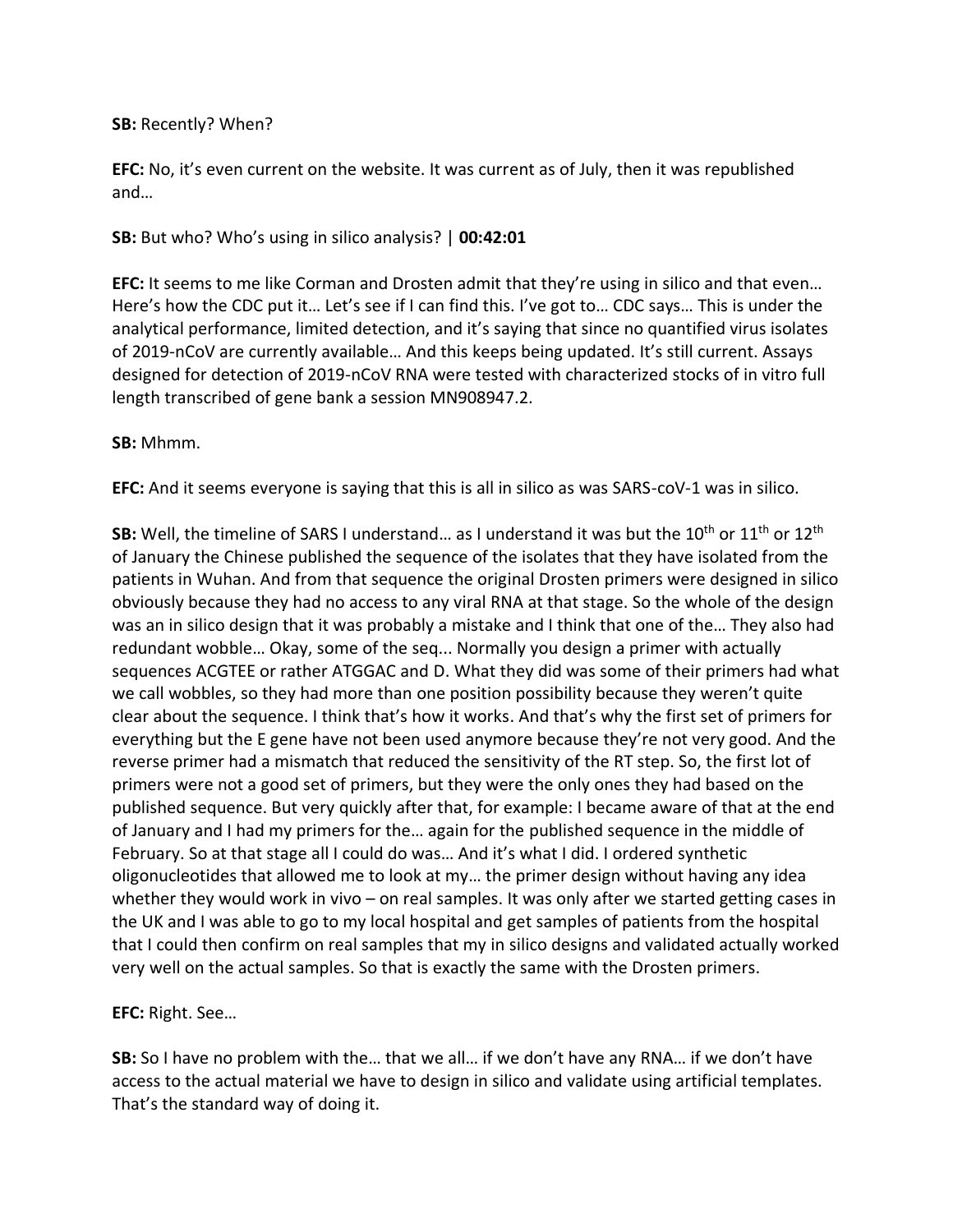**SB:** Recently? When?

**EFC:** No, it's even current on the website. It was current as of July, then it was republished and…

**SB:** But who? Who's using in silico analysis? | **00:42:01**

**EFC:** It seems to me like Corman and Drosten admit that they're using in silico and that even… Here's how the CDC put it… Let's see if I can find this. I've got to… CDC says… This is under the analytical performance, limited detection, and it's saying that since no quantified virus isolates of 2019-nCoV are currently available… And this keeps being updated. It's still current. Assays designed for detection of 2019-nCoV RNA were tested with characterized stocks of in vitro full length transcribed of gene bank a session MN908947.2.

**SB:** Mhmm.

**EFC:** And it seems everyone is saying that this is all in silico as was SARS-coV-1 was in silico.

**SB:** Well, the timeline of SARS I understand… as I understand it was but the 10th or 11th or 12th of January the Chinese published the sequence of the isolates that they have isolated from the patients in Wuhan. And from that sequence the original Drosten primers were designed in silico obviously because they had no access to any viral RNA at that stage. So the whole of the design was an in silico design that it was probably a mistake and I think that one of the… They also had redundant wobble… Okay, some of the seq... Normally you design a primer with actually sequences ACGTEE or rather ATGGAC and D. What they did was some of their primers had what we call wobbles, so they had more than one position possibility because they weren't quite clear about the sequence. I think that's how it works. And that's why the first set of primers for everything but the E gene have not been used anymore because they're not very good. And the reverse primer had a mismatch that reduced the sensitivity of the RT step. So, the first lot of primers were not a good set of primers, but they were the only ones they had based on the published sequence. But very quickly after that, for example: I became aware of that at the end of January and I had my primers for the… again for the published sequence in the middle of February. So at that stage all I could do was… And it's what I did. I ordered synthetic oligonucleotides that allowed me to look at my… the primer design without having any idea whether they would work in vivo – on real samples. It was only after we started getting cases in the UK and I was able to go to my local hospital and get samples of patients from the hospital that I could then confirm on real samples that my in silico designs and validated actually worked very well on the actual samples. So that is exactly the same with the Drosten primers.

**EFC:** Right. See…

**SB:** So I have no problem with the… that we all… if we don't have any RNA… if we don't have access to the actual material we have to design in silico and validate using artificial templates. That's the standard way of doing it.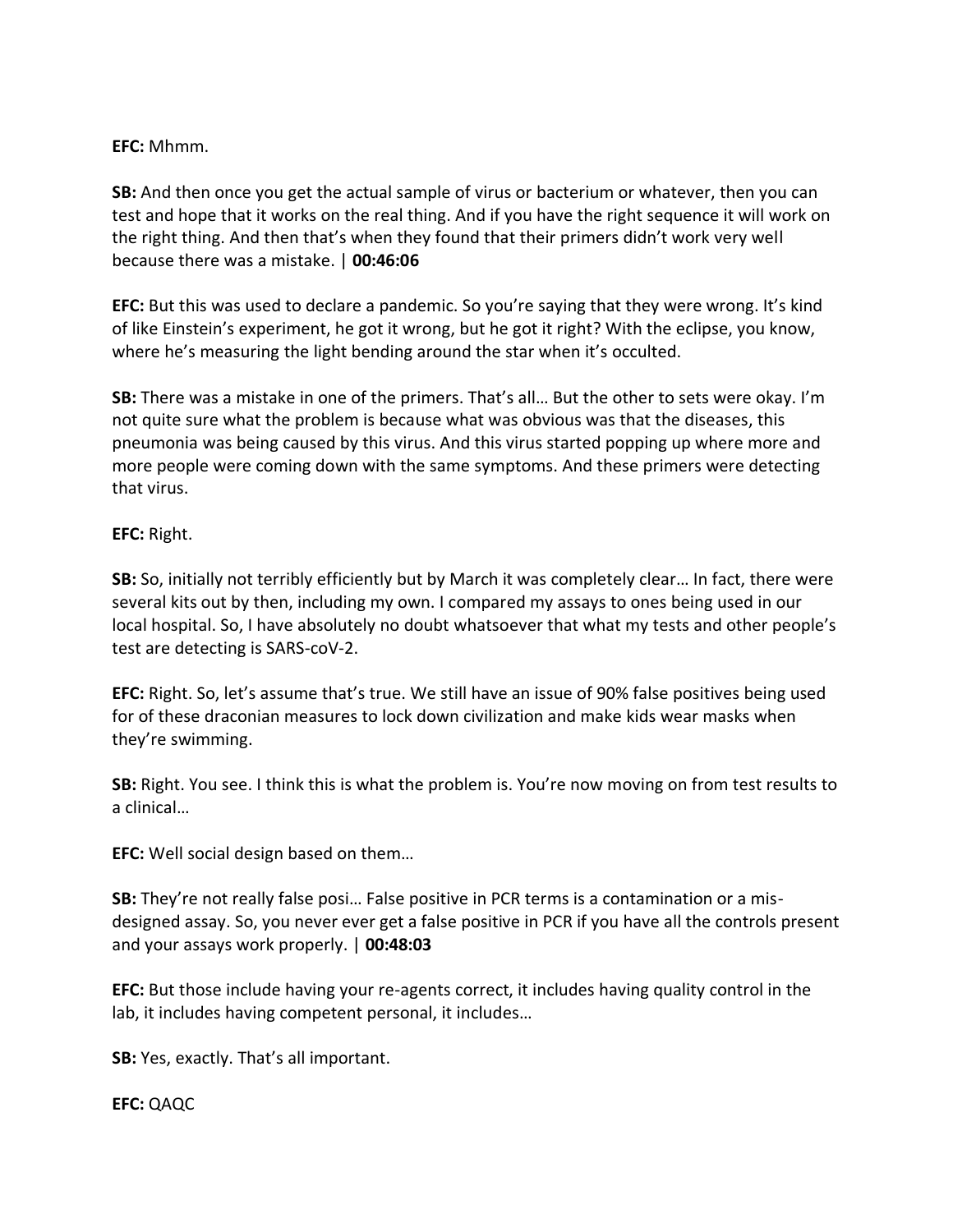**EFC:** Mhmm.

**SB:** And then once you get the actual sample of virus or bacterium or whatever, then you can test and hope that it works on the real thing. And if you have the right sequence it will work on the right thing. And then that's when they found that their primers didn't work very well because there was a mistake. | **00:46:06**

**EFC:** But this was used to declare a pandemic. So you're saying that they were wrong. It's kind of like Einstein's experiment, he got it wrong, but he got it right? With the eclipse, you know, where he's measuring the light bending around the star when it's occulted.

**SB:** There was a mistake in one of the primers. That's all… But the other to sets were okay. I'm not quite sure what the problem is because what was obvious was that the diseases, this pneumonia was being caused by this virus. And this virus started popping up where more and more people were coming down with the same symptoms. And these primers were detecting that virus.

**EFC:** Right.

**SB:** So, initially not terribly efficiently but by March it was completely clear… In fact, there were several kits out by then, including my own. I compared my assays to ones being used in our local hospital. So, I have absolutely no doubt whatsoever that what my tests and other people's test are detecting is SARS-coV-2.

**EFC:** Right. So, let's assume that's true. We still have an issue of 90% false positives being used for of these draconian measures to lock down civilization and make kids wear masks when they're swimming.

**SB:** Right. You see. I think this is what the problem is. You're now moving on from test results to a clinical…

**EFC:** Well social design based on them…

**SB:** They're not really false posi… False positive in PCR terms is a contamination or a mis-designed assay. So, you never ever get a false positive in PCR if you have all the controls present and your assays work properly. | **00:48:03**

**EFC:** But those include having your re-agents correct, it includes having quality control in the lab, it includes having competent personal, it includes…

**SB:** Yes, exactly. That's all important.

**EFC:** QAQC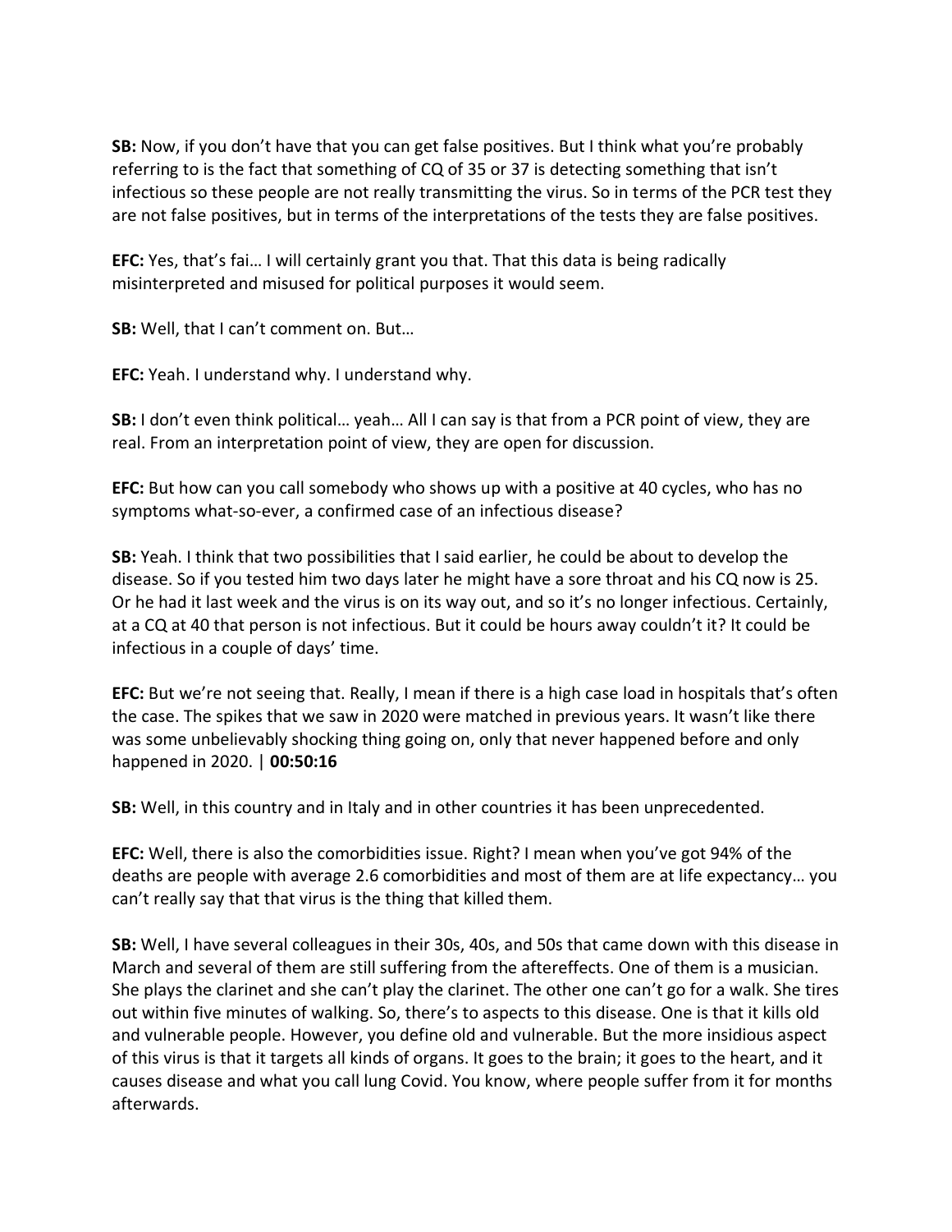**SB:** Now, if you don't have that you can get false positives. But I think what you're probably referring to is the fact that something of CQ of 35 or 37 is detecting something that isn't infectious so these people are not really transmitting the virus. So in terms of the PCR test they are not false positives, but in terms of the interpretations of the tests they are false positives.

**EFC:** Yes, that's fai… I will certainly grant you that. That this data is being radically misinterpreted and misused for political purposes it would seem.

**SB:** Well, that I can't comment on. But…

**EFC:** Yeah. I understand why. I understand why.

**SB:** I don't even think political… yeah… All I can say is that from a PCR point of view, they are real. From an interpretation point of view, they are open for discussion.

**EFC:** But how can you call somebody who shows up with a positive at 40 cycles, who has no symptoms what-so-ever, a confirmed case of an infectious disease?

**SB:** Yeah. I think that two possibilities that I said earlier, he could be about to develop the disease. So if you tested him two days later he might have a sore throat and his CQ now is 25. Or he had it last week and the virus is on its way out, and so it's no longer infectious. Certainly, at a CQ at 40 that person is not infectious. But it could be hours away couldn't it? It could be infectious in a couple of days' time.

**EFC:** But we're not seeing that. Really, I mean if there is a high case load in hospitals that's often the case. The spikes that we saw in 2020 were matched in previous years. It wasn't like there was some unbelievably shocking thing going on, only that never happened before and only happened in 2020. | **00:50:16**

**SB:** Well, in this country and in Italy and in other countries it has been unprecedented.

**EFC:** Well, there is also the comorbidities issue. Right? I mean when you've got 94% of the deaths are people with average 2.6 comorbidities and most of them are at life expectancy… you can't really say that that virus is the thing that killed them.

**SB:** Well, I have several colleagues in their 30s, 40s, and 50s that came down with this disease in March and several of them are still suffering from the aftereffects. One of them is a musician. She plays the clarinet and she can't play the clarinet. The other one can't go for a walk. She tires out within five minutes of walking. So, there's to aspects to this disease. One is that it kills old and vulnerable people. However, you define old and vulnerable. But the more insidious aspect of this virus is that it targets all kinds of organs. It goes to the brain; it goes to the heart, and it causes disease and what you call lung Covid. You know, where people suffer from it for months afterwards.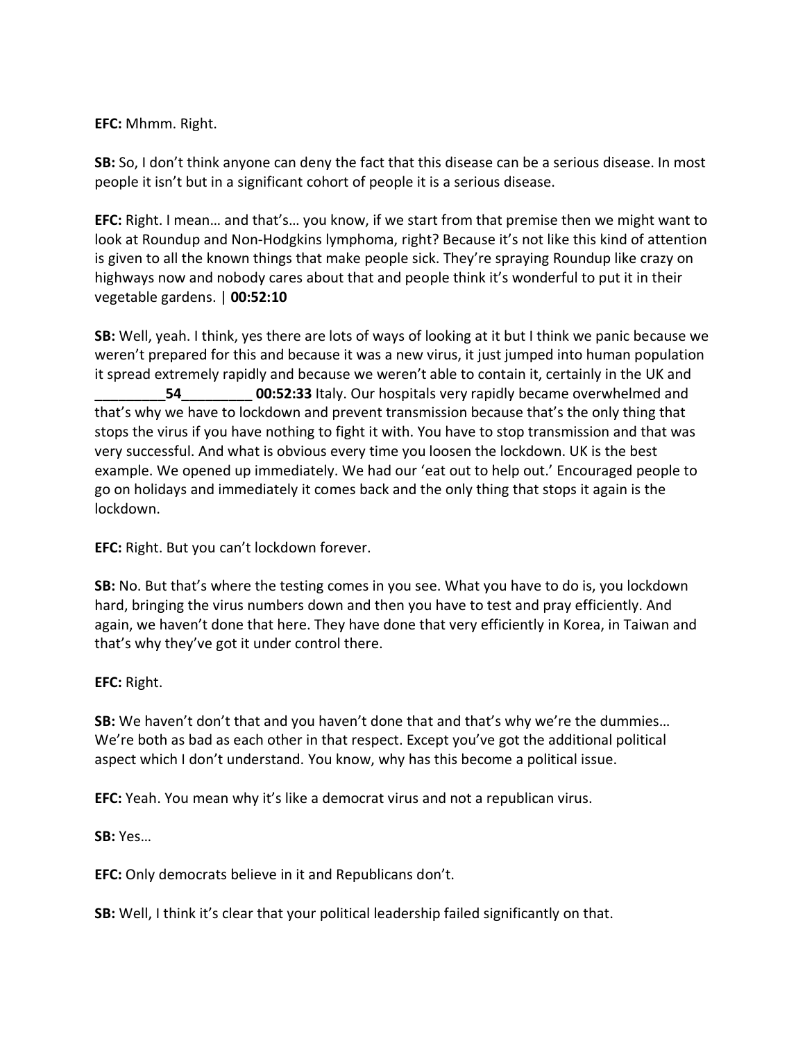**EFC:** Mhmm. Right.

**SB:** So, I don't think anyone can deny the fact that this disease can be a serious disease. In most people it isn't but in a significant cohort of people it is a serious disease.

**EFC:** Right. I mean… and that's… you know, if we start from that premise then we might want to look at Roundup and Non-Hodgkins lymphoma, right? Because it's not like this kind of attention is given to all the known things that make people sick. They're spraying Roundup like crazy on highways now and nobody cares about that and people think it's wonderful to put it in their vegetable gardens. | **00:52:10**

**SB:** Well, yeah. I think, yes there are lots of ways of looking at it but I think we panic because we weren't prepared for this and because it was a new virus, it just jumped into human population it spread extremely rapidly and because we weren't able to contain it, certainly in the UK and **_________54_________ 00:52:33** Italy. Our hospitals very rapidly became overwhelmed and that's why we have to lockdown and prevent transmission because that's the only thing that stops the virus if you have nothing to fight it with. You have to stop transmission and that was very successful. And what is obvious every time you loosen the lockdown. UK is the best example. We opened up immediately. We had our 'eat out to help out.' Encouraged people to go on holidays and immediately it comes back and the only thing that stops it again is the lockdown.

**EFC:** Right. But you can't lockdown forever.

**SB:** No. But that's where the testing comes in you see. What you have to do is, you lockdown hard, bringing the virus numbers down and then you have to test and pray efficiently. And again, we haven't done that here. They have done that very efficiently in Korea, in Taiwan and that's why they've got it under control there.

**EFC:** Right.

**SB:** We haven't don't that and you haven't done that and that's why we're the dummies… We're both as bad as each other in that respect. Except you've got the additional political aspect which I don't understand. You know, why has this become a political issue.

**EFC:** Yeah. You mean why it's like a democrat virus and not a republican virus.

**SB:** Yes…

**EFC:** Only democrats believe in it and Republicans don't.

**SB:** Well, I think it's clear that your political leadership failed significantly on that.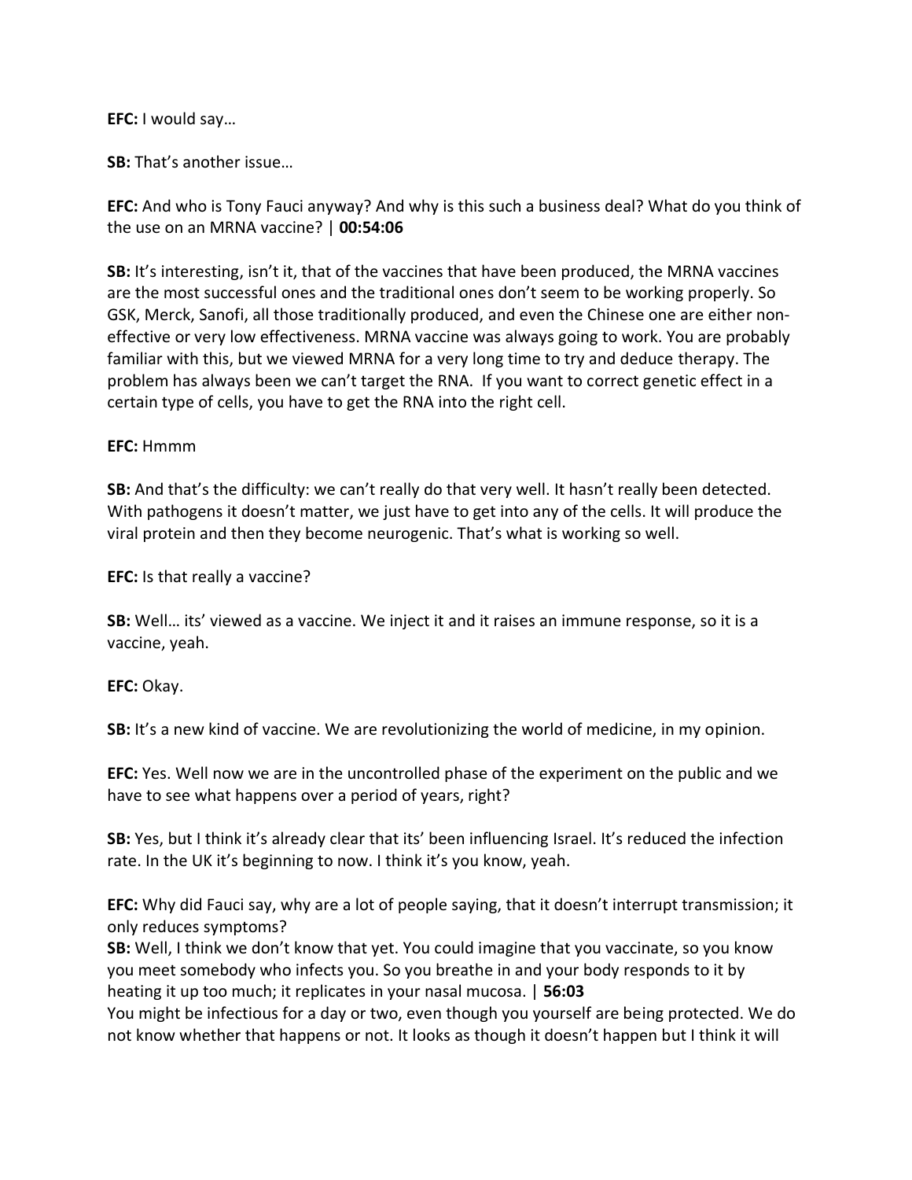**EFC:** I would say…

**SB:** That's another issue…

**EFC:** And who is Tony Fauci anyway? And why is this such a business deal? What do you think of the use on an MRNA vaccine? | **00:54:06**

**SB:** It's interesting, isn't it, that of the vaccines that have been produced, the MRNA vaccines are the most successful ones and the traditional ones don't seem to be working properly. So GSK, Merck, Sanofi, all those traditionally produced, and even the Chinese one are either non-effective or very low effectiveness. MRNA vaccine was always going to work. You are probably familiar with this, but we viewed MRNA for a very long time to try and deduce therapy. The problem has always been we can't target the RNA. If you want to correct genetic effect in a certain type of cells, you have to get the RNA into the right cell.

**EFC:** Hmmm

**SB:** And that's the difficulty: we can't really do that very well. It hasn't really been detected. With pathogens it doesn't matter, we just have to get into any of the cells. It will produce the viral protein and then they become neurogenic. That's what is working so well.

**EFC:** Is that really a vaccine?

**SB:** Well… its' viewed as a vaccine. We inject it and it raises an immune response, so it is a vaccine, yeah.

**EFC:** Okay.

**SB:** It's a new kind of vaccine. We are revolutionizing the world of medicine, in my opinion.

**EFC:** Yes. Well now we are in the uncontrolled phase of the experiment on the public and we have to see what happens over a period of years, right?

**SB:** Yes, but I think it's already clear that its' been influencing Israel. It's reduced the infection rate. In the UK it's beginning to now. I think it's you know, yeah.

**EFC:** Why did Fauci say, why are a lot of people saying, that it doesn't interrupt transmission; it only reduces symptoms?

**SB:** Well, I think we don't know that yet. You could imagine that you vaccinate, so you know you meet somebody who infects you. So you breathe in and your body responds to it by heating it up too much; it replicates in your nasal mucosa. | **56:03**

You might be infectious for a day or two, even though you yourself are being protected. We do not know whether that happens or not. It looks as though it doesn't happen but I think it will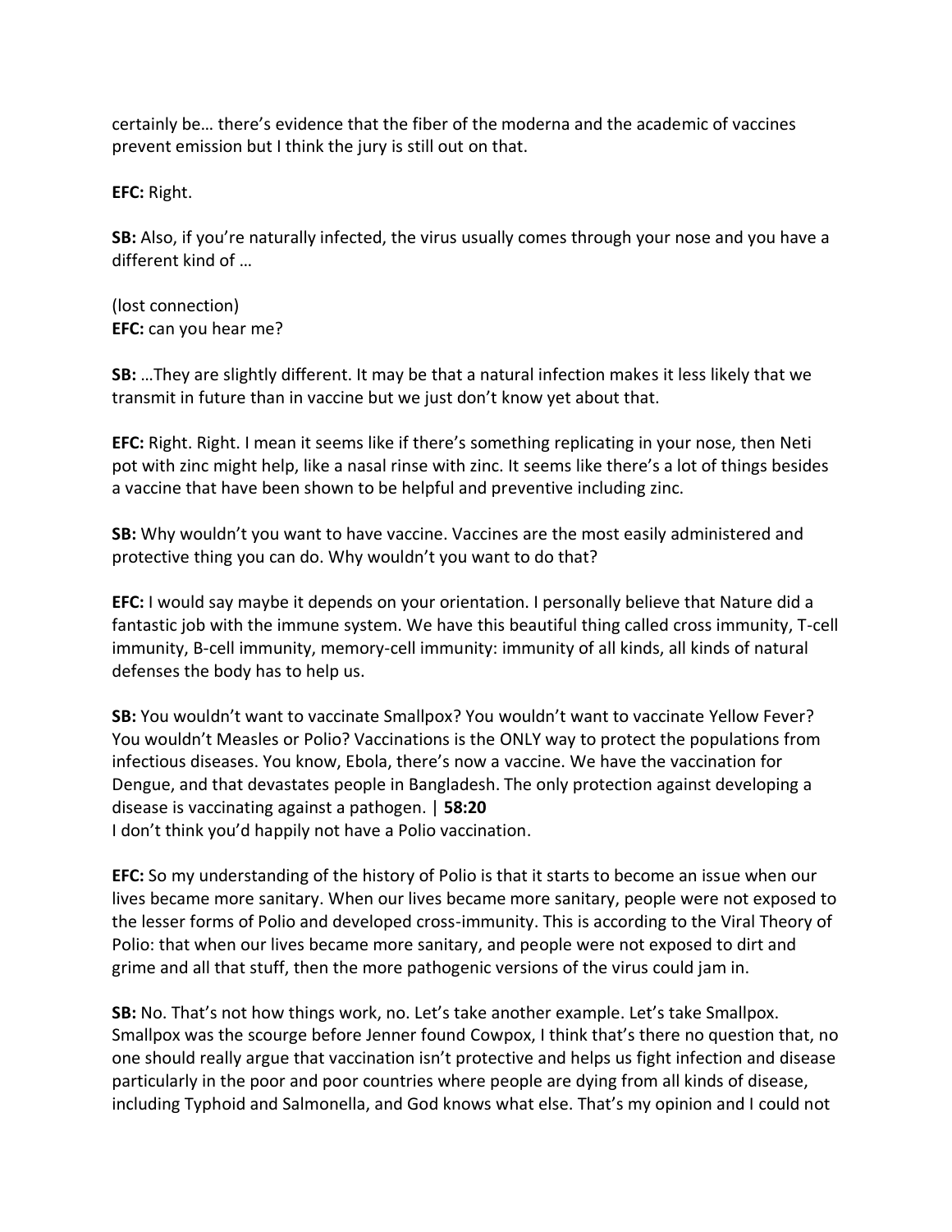certainly be… there's evidence that the fiber of the moderna and the academic of vaccines prevent emission but I think the jury is still out on that.

**EFC:** Right.

**SB:** Also, if you're naturally infected, the virus usually comes through your nose and you have a different kind of …

(lost connection)
**EFC:** can you hear me?

**SB:** …They are slightly different. It may be that a natural infection makes it less likely that we transmit in future than in vaccine but we just don't know yet about that.

**EFC:** Right. Right. I mean it seems like if there's something replicating in your nose, then Neti pot with zinc might help, like a nasal rinse with zinc. It seems like there's a lot of things besides a vaccine that have been shown to be helpful and preventive including zinc.

**SB:** Why wouldn't you want to have vaccine. Vaccines are the most easily administered and protective thing you can do. Why wouldn't you want to do that?

**EFC:** I would say maybe it depends on your orientation. I personally believe that Nature did a fantastic job with the immune system. We have this beautiful thing called cross immunity, T-cell immunity, B-cell immunity, memory-cell immunity: immunity of all kinds, all kinds of natural defenses the body has to help us.

**SB:** You wouldn't want to vaccinate Smallpox? You wouldn't want to vaccinate Yellow Fever? You wouldn't Measles or Polio? Vaccinations is the ONLY way to protect the populations from infectious diseases. You know, Ebola, there's now a vaccine. We have the vaccination for Dengue, and that devastates people in Bangladesh. The only protection against developing a disease is vaccinating against a pathogen. | **58:20**
I don't think you'd happily not have a Polio vaccination.

**EFC:** So my understanding of the history of Polio is that it starts to become an issue when our lives became more sanitary. When our lives became more sanitary, people were not exposed to the lesser forms of Polio and developed cross-immunity. This is according to the Viral Theory of Polio: that when our lives became more sanitary, and people were not exposed to dirt and grime and all that stuff, then the more pathogenic versions of the virus could jam in.

**SB:** No. That's not how things work, no. Let's take another example. Let's take Smallpox. Smallpox was the scourge before Jenner found Cowpox, I think that's there no question that, no one should really argue that vaccination isn't protective and helps us fight infection and disease particularly in the poor and poor countries where people are dying from all kinds of disease, including Typhoid and Salmonella, and God knows what else. That's my opinion and I could not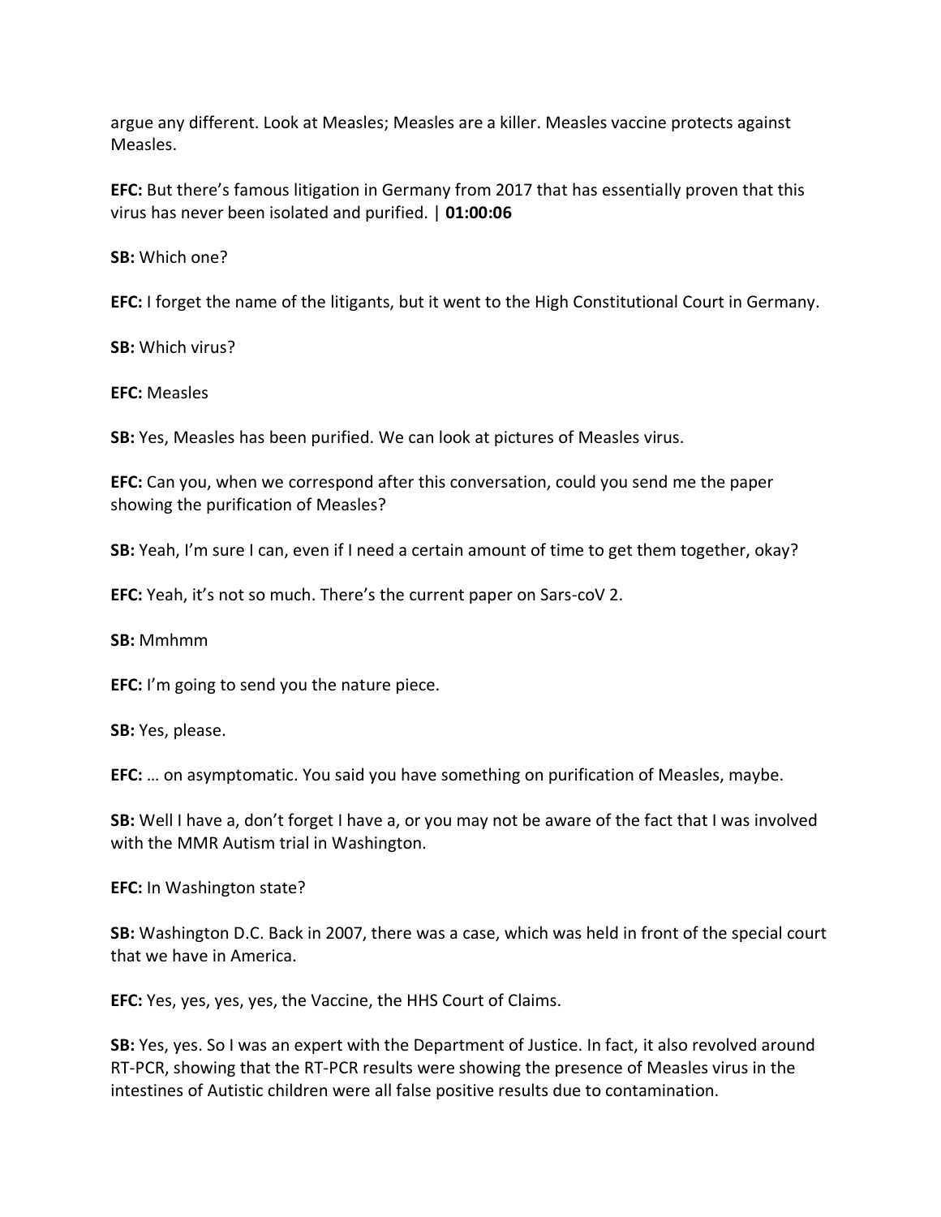argue any different. Look at Measles; Measles are a killer. Measles vaccine protects against Measles.

**EFC:** But there's famous litigation in Germany from 2017 that has essentially proven that this virus has never been isolated and purified. | **01:00:06**

**SB:** Which one?

**EFC:** I forget the name of the litigants, but it went to the High Constitutional Court in Germany.

**SB:** Which virus?

**EFC:** Measles

**SB:** Yes, Measles has been purified. We can look at pictures of Measles virus.

**EFC:** Can you, when we correspond after this conversation, could you send me the paper showing the purification of Measles?

**SB:** Yeah, I'm sure I can, even if I need a certain amount of time to get them together, okay?

**EFC:** Yeah, it's not so much. There's the current paper on Sars-coV 2.

**SB:** Mmhmm

**EFC:** I'm going to send you the nature piece.

**SB:** Yes, please.

**EFC:** … on asymptomatic. You said you have something on purification of Measles, maybe.

**SB:** Well I have a, don't forget I have a, or you may not be aware of the fact that I was involved with the MMR Autism trial in Washington.

**EFC:** In Washington state?

**SB:** Washington D.C. Back in 2007, there was a case, which was held in front of the special court that we have in America.

**EFC:** Yes, yes, yes, yes, the Vaccine, the HHS Court of Claims.

**SB:** Yes, yes. So I was an expert with the Department of Justice. In fact, it also revolved around RT-PCR, showing that the RT-PCR results were showing the presence of Measles virus in the intestines of Autistic children were all false positive results due to contamination.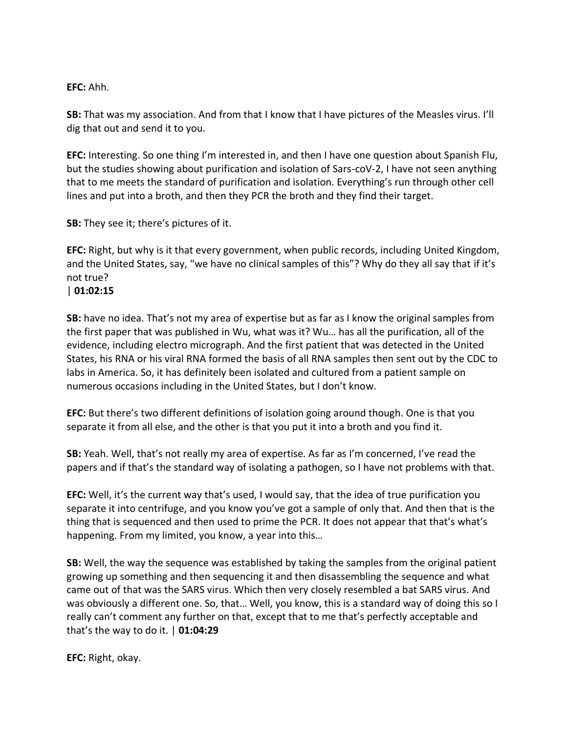**EFC:** Ahh.

**SB:** That was my association. And from that I know that I have pictures of the Measles virus. I'll dig that out and send it to you.

**EFC:** Interesting. So one thing I'm interested in, and then I have one question about Spanish Flu, but the studies showing about purification and isolation of Sars-coV-2, I have not seen anything that to me meets the standard of purification and isolation. Everything's run through other cell lines and put into a broth, and then they PCR the broth and they find their target.

**SB:** They see it; there's pictures of it.

**EFC:** Right, but why is it that every government, when public records, including United Kingdom, and the United States, say, "we have no clinical samples of this"? Why do they all say that if it's not true?
| **01:02:15**

**SB:** have no idea. That's not my area of expertise but as far as I know the original samples from the first paper that was published in Wu, what was it? Wu… has all the purification, all of the evidence, including electro micrograph. And the first patient that was detected in the United States, his RNA or his viral RNA formed the basis of all RNA samples then sent out by the CDC to labs in America. So, it has definitely been isolated and cultured from a patient sample on numerous occasions including in the United States, but I don't know.

**EFC:** But there's two different definitions of isolation going around though. One is that you separate it from all else, and the other is that you put it into a broth and you find it.

**SB:** Yeah. Well, that's not really my area of expertise. As far as I'm concerned, I've read the papers and if that's the standard way of isolating a pathogen, so I have not problems with that.

**EFC:** Well, it's the current way that's used, I would say, that the idea of true purification you separate it into centrifuge, and you know you've got a sample of only that. And then that is the thing that is sequenced and then used to prime the PCR. It does not appear that that's what's happening. From my limited, you know, a year into this…

**SB:** Well, the way the sequence was established by taking the samples from the original patient growing up something and then sequencing it and then disassembling the sequence and what came out of that was the SARS virus. Which then very closely resembled a bat SARS virus. And was obviously a different one. So, that… Well, you know, this is a standard way of doing this so I really can't comment any further on that, except that to me that's perfectly acceptable and that's the way to do it. | **01:04:29**

**EFC:** Right, okay.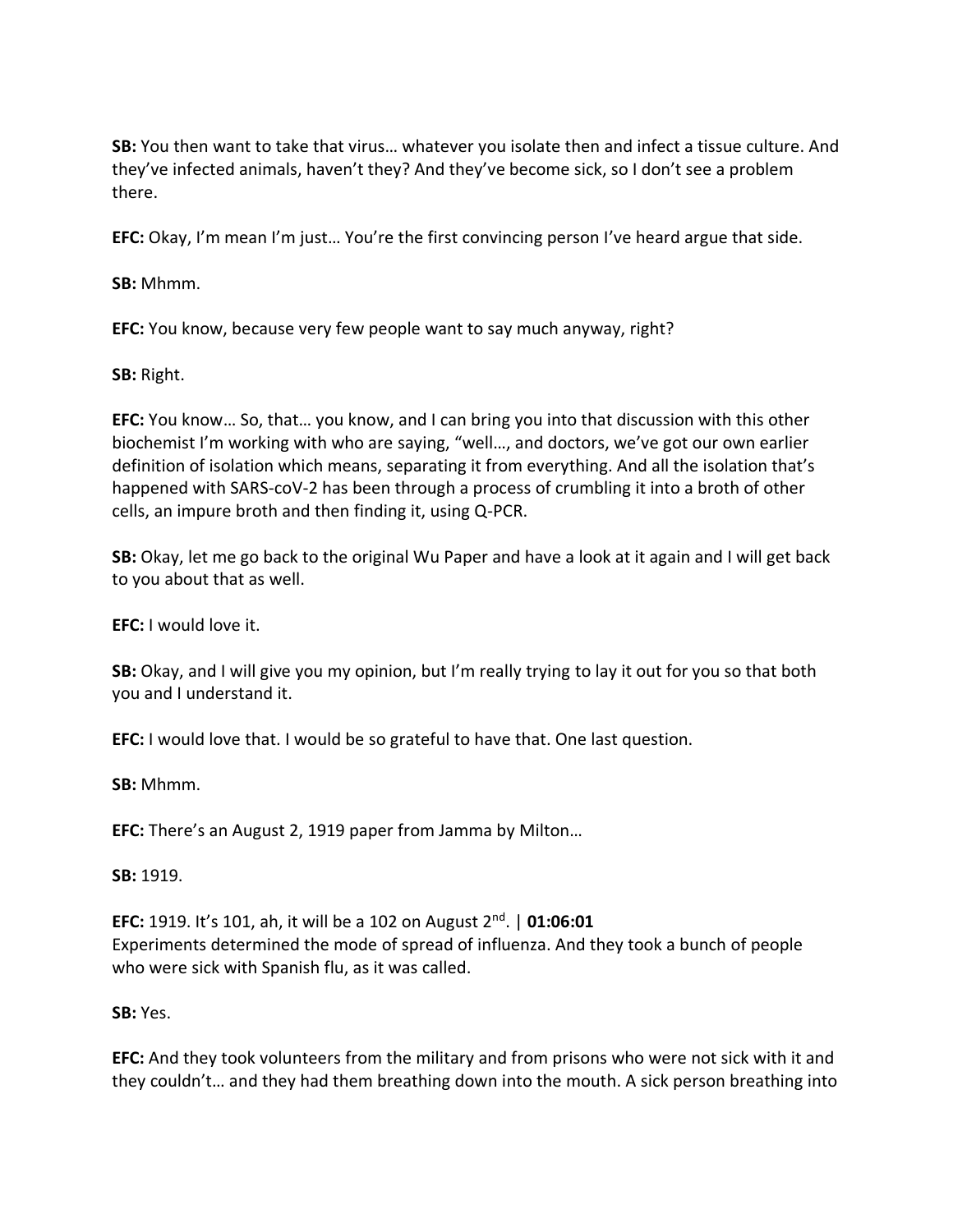**SB:** You then want to take that virus… whatever you isolate then and infect a tissue culture. And they've infected animals, haven't they? And they've become sick, so I don't see a problem there.

**EFC:** Okay, I'm mean I'm just… You're the first convincing person I've heard argue that side.

**SB:** Mhmm.

**EFC:** You know, because very few people want to say much anyway, right?

**SB:** Right.

**EFC:** You know… So, that… you know, and I can bring you into that discussion with this other biochemist I'm working with who are saying, "well…, and doctors, we've got our own earlier definition of isolation which means, separating it from everything. And all the isolation that's happened with SARS-coV-2 has been through a process of crumbling it into a broth of other cells, an impure broth and then finding it, using Q-PCR.

**SB:** Okay, let me go back to the original Wu Paper and have a look at it again and I will get back to you about that as well.

**EFC:** I would love it.

**SB:** Okay, and I will give you my opinion, but I'm really trying to lay it out for you so that both you and I understand it.

**EFC:** I would love that. I would be so grateful to have that. One last question.

**SB:** Mhmm.

**EFC:** There's an August 2, 1919 paper from Jamma by Milton…

**SB:** 1919.

**EFC:** 1919. It's 101, ah, it will be a 102 on August 2nd. | **01:06:01**
Experiments determined the mode of spread of influenza. And they took a bunch of people who were sick with Spanish flu, as it was called.

**SB:** Yes.

**EFC:** And they took volunteers from the military and from prisons who were not sick with it and they couldn't… and they had them breathing down into the mouth. A sick person breathing into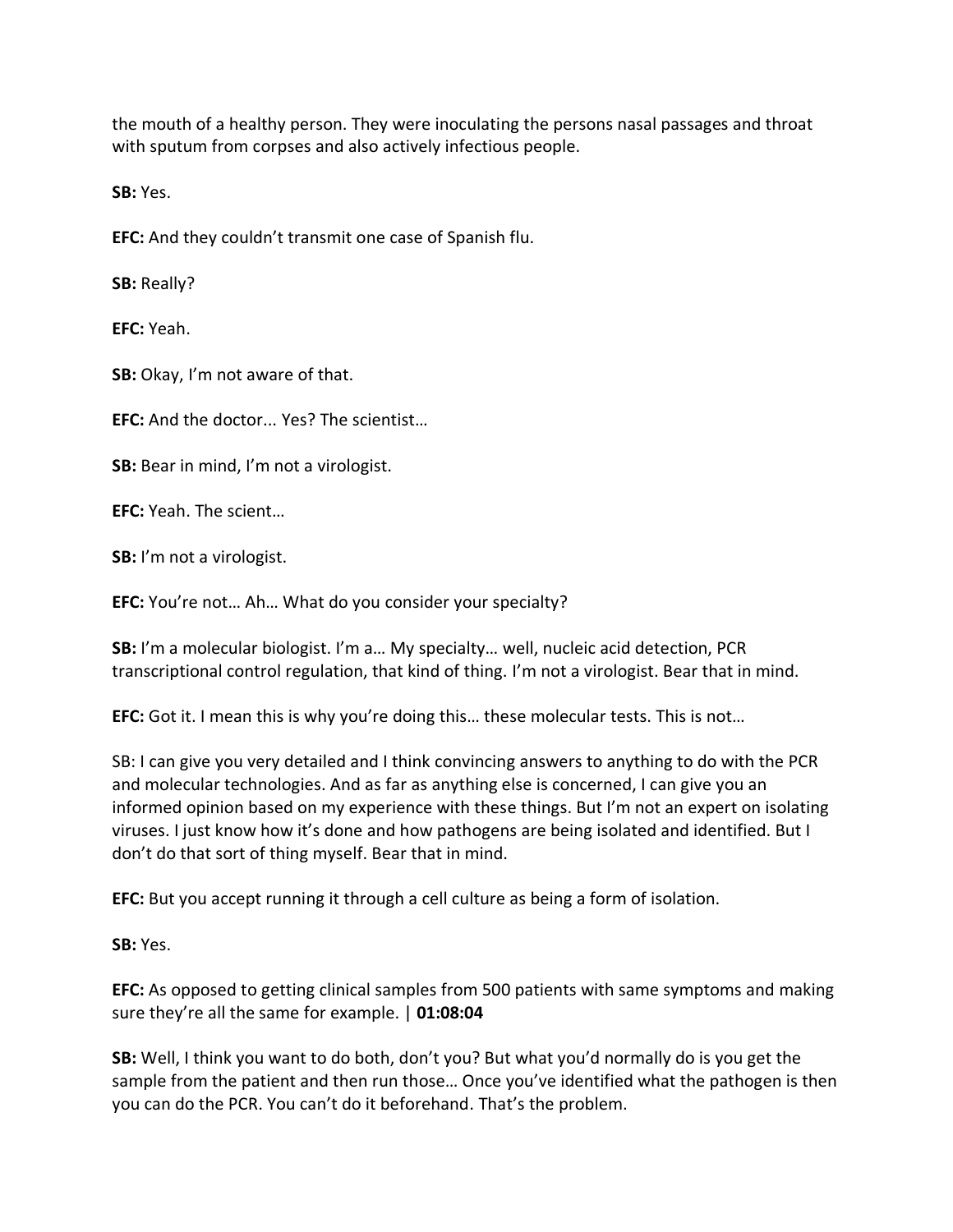the mouth of a healthy person. They were inoculating the persons nasal passages and throat with sputum from corpses and also actively infectious people.

**SB:** Yes.

**EFC:** And they couldn't transmit one case of Spanish flu.

**SB:** Really?

**EFC:** Yeah.

**SB:** Okay, I'm not aware of that.

**EFC:** And the doctor... Yes? The scientist…

**SB:** Bear in mind, I'm not a virologist.

**EFC:** Yeah. The scient…

**SB:** I'm not a virologist.

**EFC:** You're not… Ah… What do you consider your specialty?

**SB:** I'm a molecular biologist. I'm a… My specialty… well, nucleic acid detection, PCR transcriptional control regulation, that kind of thing. I'm not a virologist. Bear that in mind.

**EFC:** Got it. I mean this is why you're doing this… these molecular tests. This is not…

SB: I can give you very detailed and I think convincing answers to anything to do with the PCR and molecular technologies. And as far as anything else is concerned, I can give you an informed opinion based on my experience with these things. But I'm not an expert on isolating viruses. I just know how it's done and how pathogens are being isolated and identified. But I don't do that sort of thing myself. Bear that in mind.

**EFC:** But you accept running it through a cell culture as being a form of isolation.

**SB:** Yes.

**EFC:** As opposed to getting clinical samples from 500 patients with same symptoms and making sure they're all the same for example. | **01:08:04**

**SB:** Well, I think you want to do both, don't you? But what you'd normally do is you get the sample from the patient and then run those… Once you've identified what the pathogen is then you can do the PCR. You can't do it beforehand. That's the problem.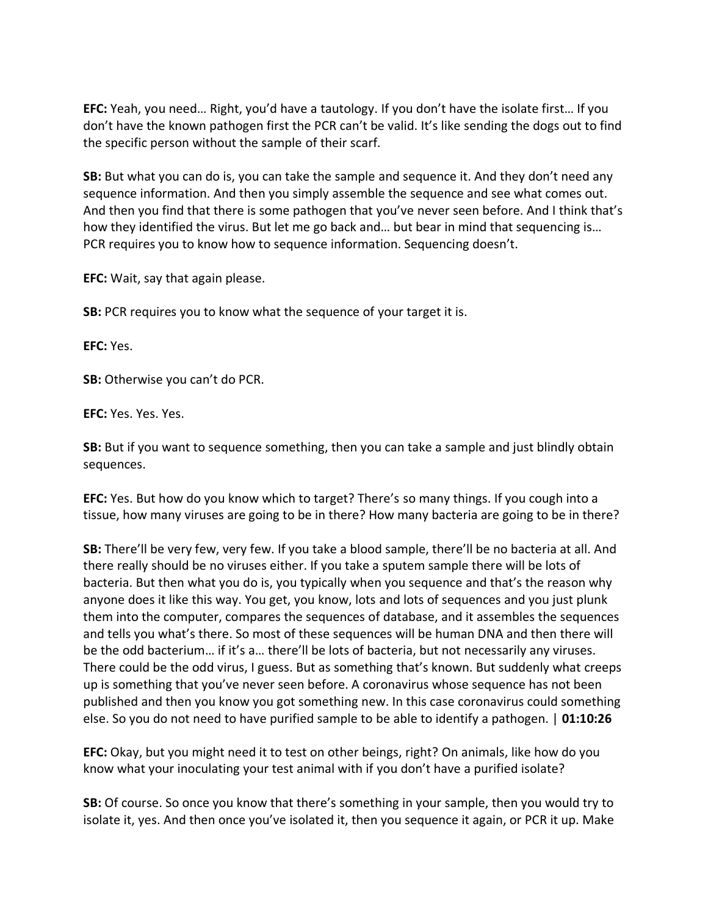**EFC:** Yeah, you need… Right, you'd have a tautology. If you don't have the isolate first… If you don't have the known pathogen first the PCR can't be valid. It's like sending the dogs out to find the specific person without the sample of their scarf.

**SB:** But what you can do is, you can take the sample and sequence it. And they don't need any sequence information. And then you simply assemble the sequence and see what comes out. And then you find that there is some pathogen that you've never seen before. And I think that's how they identified the virus. But let me go back and… but bear in mind that sequencing is… PCR requires you to know how to sequence information. Sequencing doesn't.

**EFC:** Wait, say that again please.

**SB:** PCR requires you to know what the sequence of your target it is.

**EFC:** Yes.

**SB:** Otherwise you can't do PCR.

**EFC:** Yes. Yes. Yes.

**SB:** But if you want to sequence something, then you can take a sample and just blindly obtain sequences.

**EFC:** Yes. But how do you know which to target? There's so many things. If you cough into a tissue, how many viruses are going to be in there? How many bacteria are going to be in there?

**SB:** There'll be very few, very few. If you take a blood sample, there'll be no bacteria at all. And there really should be no viruses either. If you take a sputem sample there will be lots of bacteria. But then what you do is, you typically when you sequence and that's the reason why anyone does it like this way. You get, you know, lots and lots of sequences and you just plunk them into the computer, compares the sequences of database, and it assembles the sequences and tells you what's there. So most of these sequences will be human DNA and then there will be the odd bacterium… if it's a… there'll be lots of bacteria, but not necessarily any viruses. There could be the odd virus, I guess. But as something that's known. But suddenly what creeps up is something that you've never seen before. A coronavirus whose sequence has not been published and then you know you got something new. In this case coronavirus could something else. So you do not need to have purified sample to be able to identify a pathogen. | **01:10:26**

**EFC:** Okay, but you might need it to test on other beings, right? On animals, like how do you know what your inoculating your test animal with if you don't have a purified isolate?

**SB:** Of course. So once you know that there's something in your sample, then you would try to isolate it, yes. And then once you've isolated it, then you sequence it again, or PCR it up. Make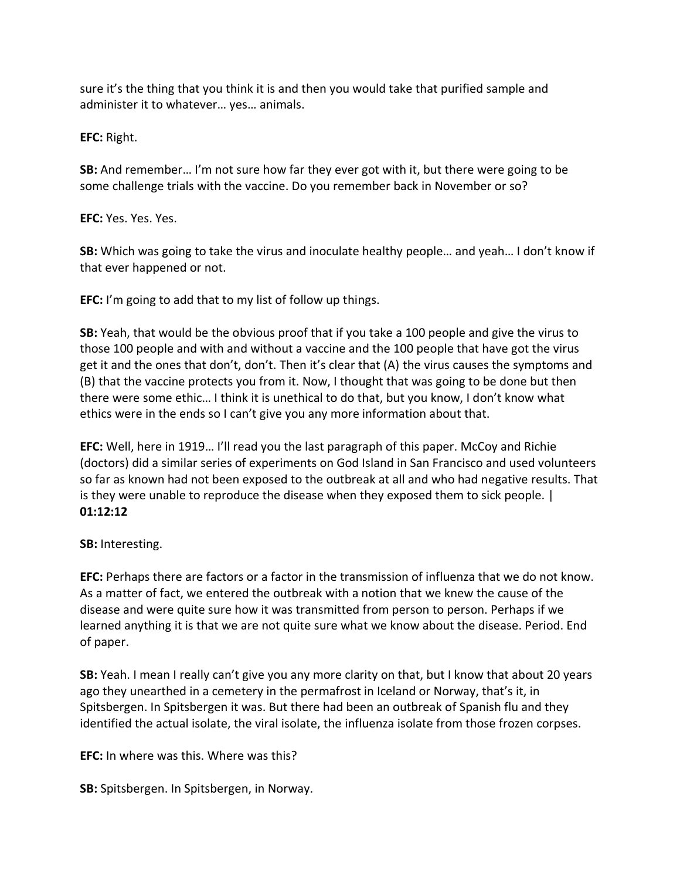sure it's the thing that you think it is and then you would take that purified sample and administer it to whatever… yes… animals.

**EFC:** Right.

**SB:** And remember… I'm not sure how far they ever got with it, but there were going to be some challenge trials with the vaccine. Do you remember back in November or so?

**EFC:** Yes. Yes. Yes.

**SB:** Which was going to take the virus and inoculate healthy people… and yeah… I don't know if that ever happened or not.

**EFC:** I'm going to add that to my list of follow up things.

**SB:** Yeah, that would be the obvious proof that if you take a 100 people and give the virus to those 100 people and with and without a vaccine and the 100 people that have got the virus get it and the ones that don't, don't. Then it's clear that (A) the virus causes the symptoms and (B) that the vaccine protects you from it. Now, I thought that was going to be done but then there were some ethic… I think it is unethical to do that, but you know, I don't know what ethics were in the ends so I can't give you any more information about that.

**EFC:** Well, here in 1919… I'll read you the last paragraph of this paper. McCoy and Richie (doctors) did a similar series of experiments on God Island in San Francisco and used volunteers so far as known had not been exposed to the outbreak at all and who had negative results. That is they were unable to reproduce the disease when they exposed them to sick people. | **01:12:12**

**SB:** Interesting.

**EFC:** Perhaps there are factors or a factor in the transmission of influenza that we do not know. As a matter of fact, we entered the outbreak with a notion that we knew the cause of the disease and were quite sure how it was transmitted from person to person. Perhaps if we learned anything it is that we are not quite sure what we know about the disease. Period. End of paper.

**SB:** Yeah. I mean I really can't give you any more clarity on that, but I know that about 20 years ago they unearthed in a cemetery in the permafrost in Iceland or Norway, that's it, in Spitsbergen. In Spitsbergen it was. But there had been an outbreak of Spanish flu and they identified the actual isolate, the viral isolate, the influenza isolate from those frozen corpses.

**EFC:** In where was this. Where was this?

**SB:** Spitsbergen. In Spitsbergen, in Norway.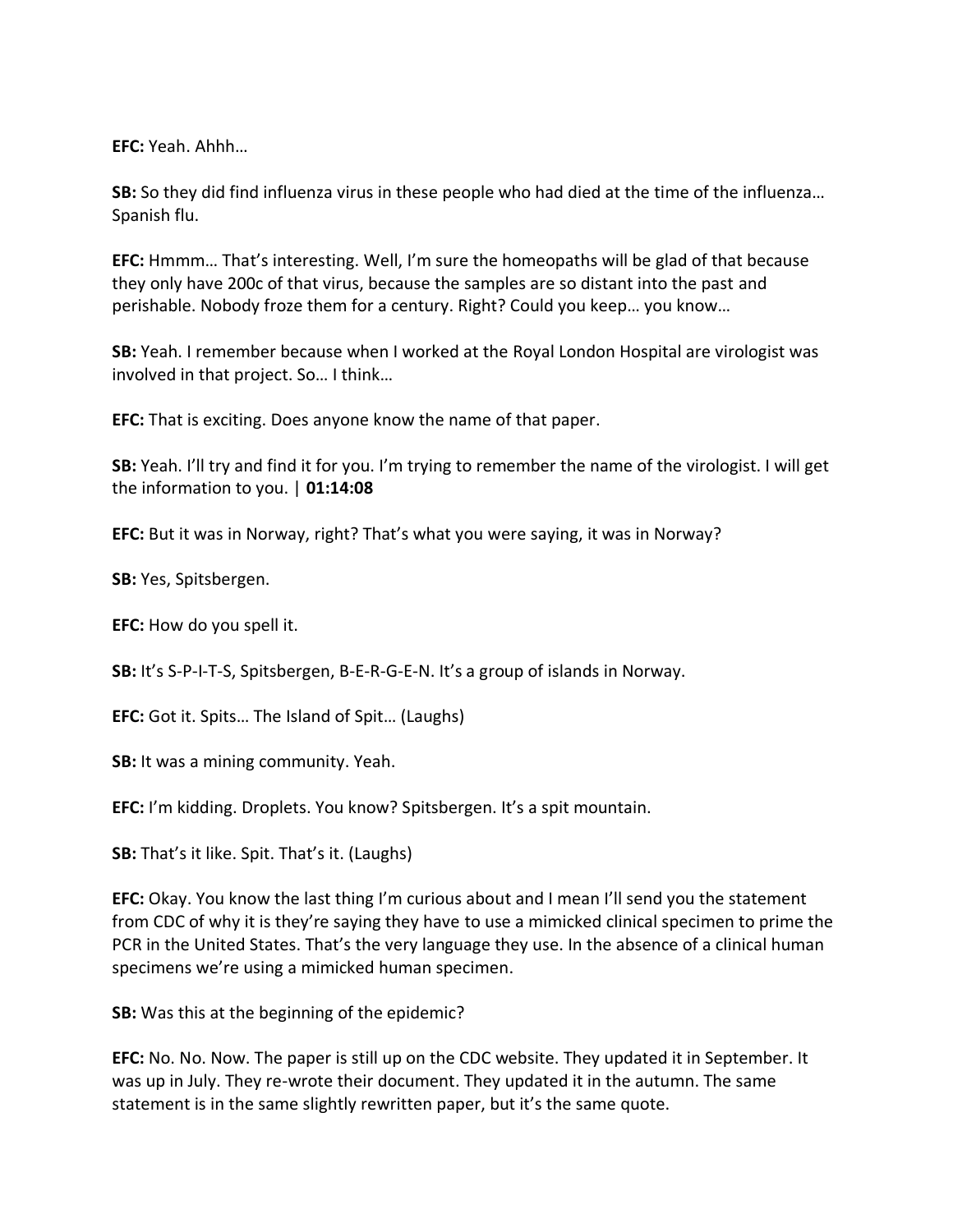**EFC:** Yeah. Ahhh…

**SB:** So they did find influenza virus in these people who had died at the time of the influenza… Spanish flu.

**EFC:** Hmmm… That's interesting. Well, I'm sure the homeopaths will be glad of that because they only have 200c of that virus, because the samples are so distant into the past and perishable. Nobody froze them for a century. Right? Could you keep… you know…

**SB:** Yeah. I remember because when I worked at the Royal London Hospital are virologist was involved in that project. So… I think…

**EFC:** That is exciting. Does anyone know the name of that paper.

**SB:** Yeah. I'll try and find it for you. I'm trying to remember the name of the virologist. I will get the information to you. | **01:14:08**

**EFC:** But it was in Norway, right? That's what you were saying, it was in Norway?

**SB:** Yes, Spitsbergen.

**EFC:** How do you spell it.

**SB:** It's S-P-I-T-S, Spitsbergen, B-E-R-G-E-N. It's a group of islands in Norway.

**EFC:** Got it. Spits… The Island of Spit… (Laughs)

**SB:** It was a mining community. Yeah.

**EFC:** I'm kidding. Droplets. You know? Spitsbergen. It's a spit mountain.

**SB:** That's it like. Spit. That's it. (Laughs)

**EFC:** Okay. You know the last thing I'm curious about and I mean I'll send you the statement from CDC of why it is they're saying they have to use a mimicked clinical specimen to prime the PCR in the United States. That's the very language they use. In the absence of a clinical human specimens we're using a mimicked human specimen.

**SB:** Was this at the beginning of the epidemic?

**EFC:** No. No. Now. The paper is still up on the CDC website. They updated it in September. It was up in July. They re-wrote their document. They updated it in the autumn. The same statement is in the same slightly rewritten paper, but it's the same quote.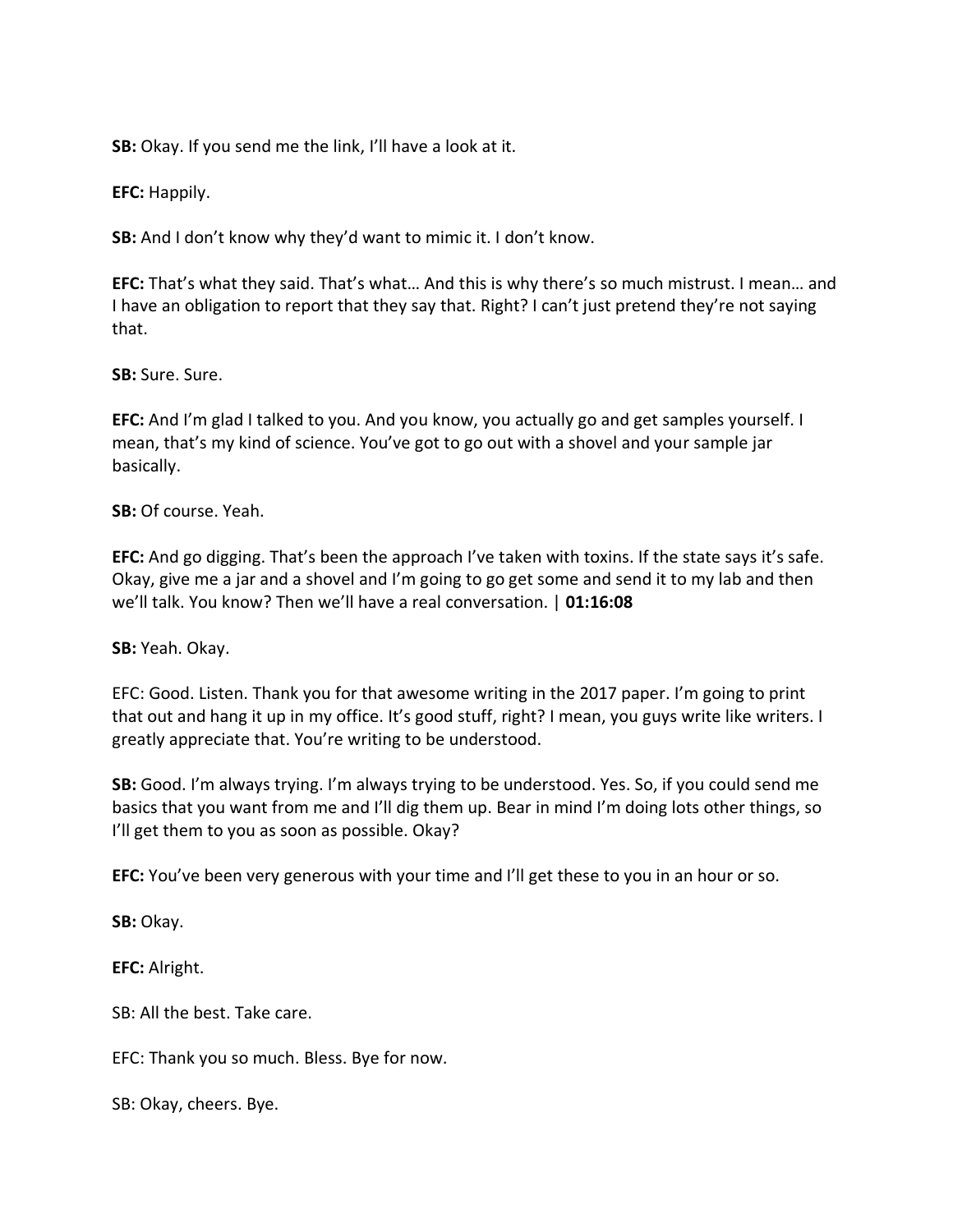**SB:** Okay. If you send me the link, I'll have a look at it.

**EFC:** Happily.

**SB:** And I don't know why they'd want to mimic it. I don't know.

**EFC:** That's what they said. That's what… And this is why there's so much mistrust. I mean… and I have an obligation to report that they say that. Right? I can't just pretend they're not saying that.

**SB:** Sure. Sure.

**EFC:** And I'm glad I talked to you. And you know, you actually go and get samples yourself. I mean, that's my kind of science. You've got to go out with a shovel and your sample jar basically.

**SB:** Of course. Yeah.

**EFC:** And go digging. That's been the approach I've taken with toxins. If the state says it's safe. Okay, give me a jar and a shovel and I'm going to go get some and send it to my lab and then we'll talk. You know? Then we'll have a real conversation. | **01:16:08**

**SB:** Yeah. Okay.

EFC: Good. Listen. Thank you for that awesome writing in the 2017 paper. I'm going to print that out and hang it up in my office. It's good stuff, right? I mean, you guys write like writers. I greatly appreciate that. You're writing to be understood.

**SB:** Good. I'm always trying. I'm always trying to be understood. Yes. So, if you could send me basics that you want from me and I'll dig them up. Bear in mind I'm doing lots other things, so I'll get them to you as soon as possible. Okay?

**EFC:** You've been very generous with your time and I'll get these to you in an hour or so.

**SB:** Okay.

**EFC:** Alright.

SB: All the best. Take care.

EFC: Thank you so much. Bless. Bye for now.

SB: Okay, cheers. Bye.